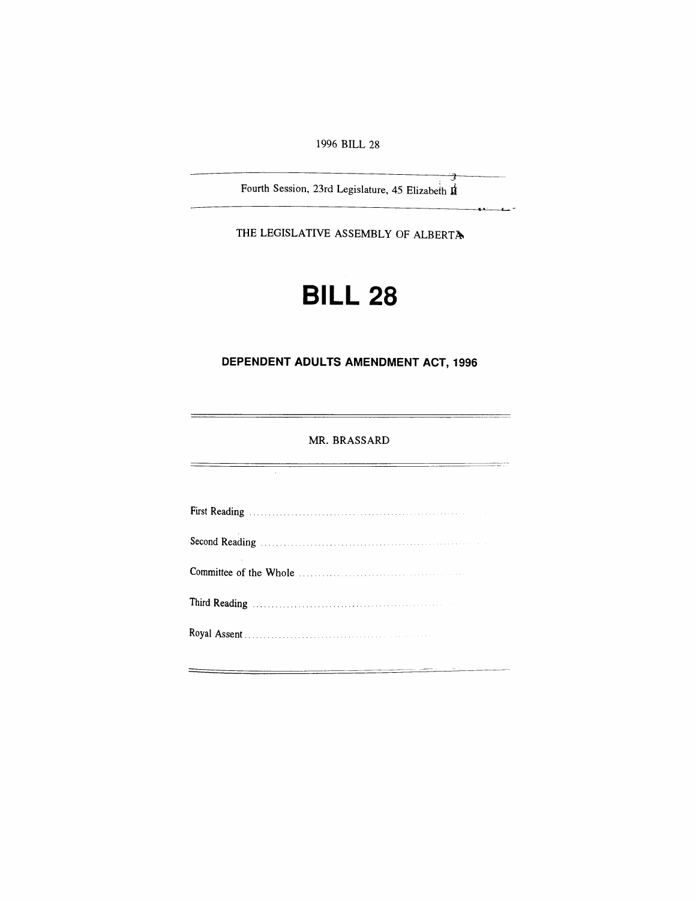1996 BILL 28

Fourth Session, 23rd Legislature, 45 Elizabeth II

THE LEGISLATIVE ASSEMBLY OF ALBERTA

# BILL 28

## DEPENDENT ADULTS AMENDMENT ACT, 1996

MR. BRASSARD

First Reading ..........................................................

Second Reading ..........................................................

Committee of the Whole ..........................................................

Third Reading ..........................................................

Royal Assent ..........................................................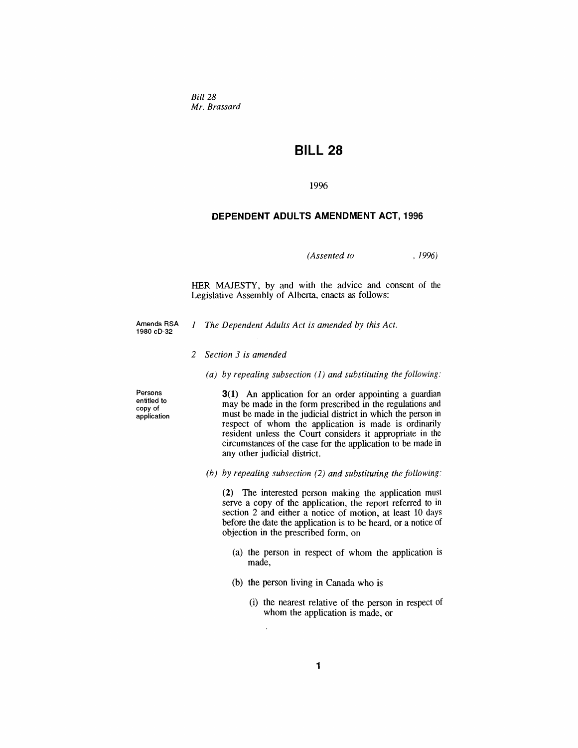*Bill 28*
*Mr. Brassard*

# BILL 28

1996

## DEPENDENT ADULTS AMENDMENT ACT, 1996

*(Assented to , 1996)*

HER MAJESTY, by and with the advice and consent of the Legislative Assembly of Alberta, enacts as follows:

Amends RSA 1980 cD-32

*1 The Dependent Adults Act is amended by this Act.*

*2 Section 3 is amended*

*(a) by repealing subsection (1) and substituting the following:*

Persons entitled to copy of application

**3(1)** An application for an order appointing a guardian may be made in the form prescribed in the regulations and must be made in the judicial district in which the person in respect of whom the application is made is ordinarily resident unless the Court considers it appropriate in the circumstances of the case for the application to be made in any other judicial district.

*(b) by repealing subsection (2) and substituting the following:*

**(2)** The interested person making the application must serve a copy of the application, the report referred to in section 2 and either a notice of motion, at least 10 days before the date the application is to be heard, or a notice of objection in the prescribed form, on

(a) the person in respect of whom the application is made,

(b) the person living in Canada who is

(i) the nearest relative of the person in respect of whom the application is made, or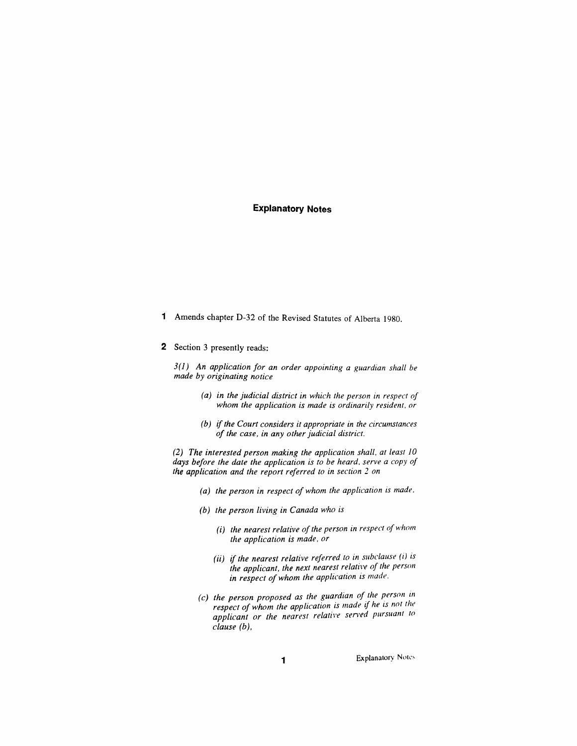## Explanatory Notes

**1** Amends chapter D-32 of the Revised Statutes of Alberta 1980.

**2** Section 3 presently reads:

*3(1) An application for an order appointing a guardian shall be made by originating notice*

> *(a) in the judicial district in which the person in respect of whom the application is made is ordinarily resident, or*
>
> *(b) if the Court considers it appropriate in the circumstances of the case, in any other judicial district.*

*(2) The interested person making the application shall, at least 10 days before the date the application is to be heard, serve a copy of the application and the report referred to in section 2 on*

> *(a) the person in respect of whom the application is made,*
>
> *(b) the person living in Canada who is*
>
> > *(i) the nearest relative of the person in respect of whom the application is made, or*
> >
> > *(ii) if the nearest relative referred to in subclause (i) is the applicant, the next nearest relative of the person in respect of whom the application is made.*
>
> *(c) the person proposed as the guardian of the person in respect of whom the application is made if he is not the applicant or the nearest relative served pursuant to clause (b),*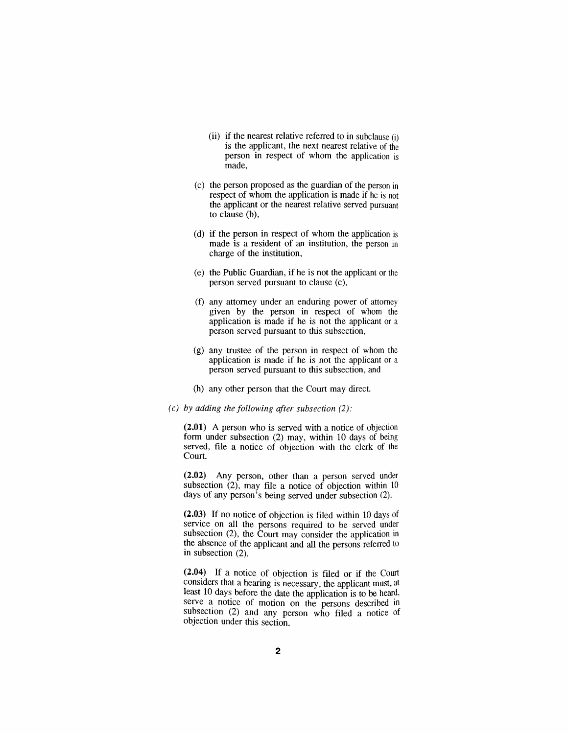(ii) if the nearest relative referred to in subclause (i) is the applicant, the next nearest relative of the person in respect of whom the application is made,

(c) the person proposed as the guardian of the person in respect of whom the application is made if he is not the applicant or the nearest relative served pursuant to clause (b),

(d) if the person in respect of whom the application is made is a resident of an institution, the person in charge of the institution,

(e) the Public Guardian, if he is not the applicant or the person served pursuant to clause (c),

(f) any attorney under an enduring power of attorney given by the person in respect of whom the application is made if he is not the applicant or a person served pursuant to this subsection,

(g) any trustee of the person in respect of whom the application is made if he is not the applicant or a person served pursuant to this subsection, and

(h) any other person that the Court may direct.

*(c) by adding the following after subsection (2):*

**(2.01)** A person who is served with a notice of objection form under subsection (2) may, within 10 days of being served, file a notice of objection with the clerk of the Court.

**(2.02)** Any person, other than a person served under subsection (2), may file a notice of objection within 10 days of any person's being served under subsection (2).

**(2.03)** If no notice of objection is filed within 10 days of service on all the persons required to be served under subsection (2), the Court may consider the application in the absence of the applicant and all the persons referred to in subsection (2).

**(2.04)** If a notice of objection is filed or if the Court considers that a hearing is necessary, the applicant must, at least 10 days before the date the application is to be heard, serve a notice of motion on the persons described in subsection (2) and any person who filed a notice of objection under this section.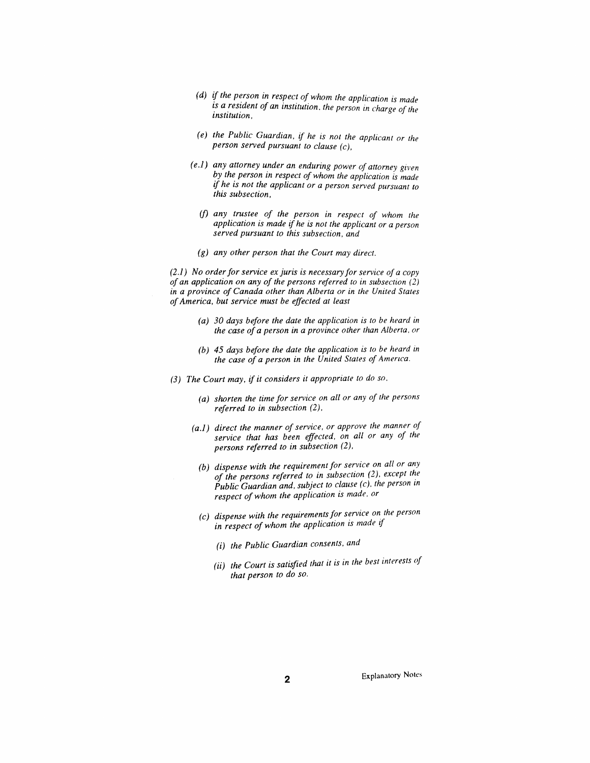*(d) if the person in respect of whom the application is made is a resident of an institution, the person in charge of the institution,*

*(e) the Public Guardian, if he is not the applicant or the person served pursuant to clause (c),*

*(e.1) any attorney under an enduring power of attorney given by the person in respect of whom the application is made if he is not the applicant or a person served pursuant to this subsection,*

*(f) any trustee of the person in respect of whom the application is made if he is not the applicant or a person served pursuant to this subsection, and*

*(g) any other person that the Court may direct.*

*(2.1) No order for service ex juris is necessary for service of a copy of an application on any of the persons referred to in subsection (2) in a province of Canada other than Alberta or in the United States of America, but service must be effected at least*

*(a) 30 days before the date the application is to be heard in the case of a person in a province other than Alberta, or*

*(b) 45 days before the date the application is to be heard in the case of a person in the United States of America.*

*(3) The Court may, if it considers it appropriate to do so,*

*(a) shorten the time for service on all or any of the persons referred to in subsection (2),*

*(a.1) direct the manner of service, or approve the manner of service that has been effected, on all or any of the persons referred to in subsection (2),*

*(b) dispense with the requirement for service on all or any of the persons referred to in subsection (2), except the Public Guardian and, subject to clause (c), the person in respect of whom the application is made, or*

*(c) dispense with the requirements for service on the person in respect of whom the application is made if*

*(i) the Public Guardian consents, and*

*(ii) the Court is satisfied that it is in the best interests of that person to do so.*

Explanatory Notes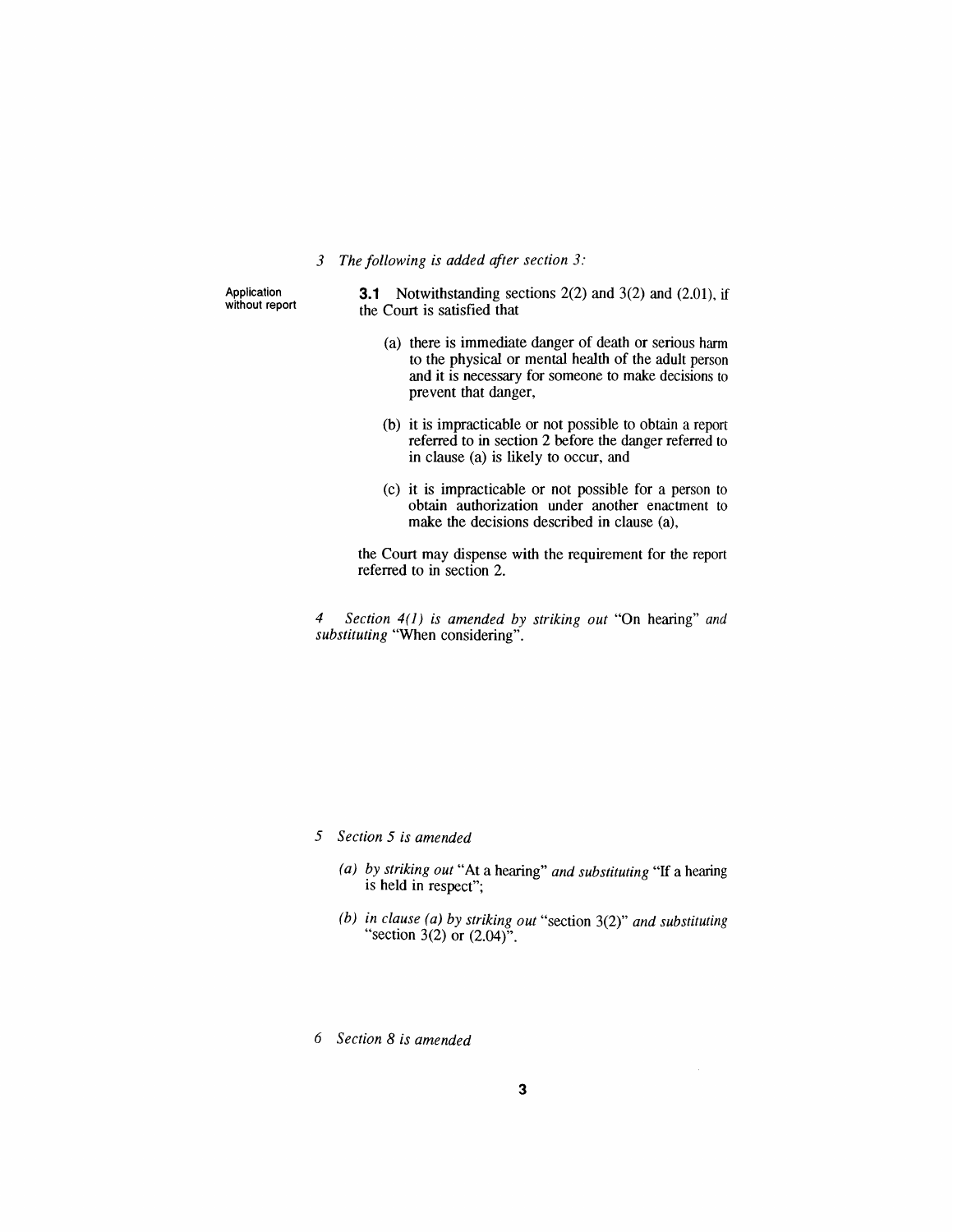*3 The following is added after section 3:*

Application without report

**3.1** Notwithstanding sections 2(2) and 3(2) and (2.01), if the Court is satisfied that

(a) there is immediate danger of death or serious harm to the physical or mental health of the adult person and it is necessary for someone to make decisions to prevent that danger,

(b) it is impracticable or not possible to obtain a report referred to in section 2 before the danger referred to in clause (a) is likely to occur, and

(c) it is impracticable or not possible for a person to obtain authorization under another enactment to make the decisions described in clause (a),

the Court may dispense with the requirement for the report referred to in section 2.

*4 Section 4(1) is amended by striking out* "On hearing" *and substituting* "When considering".

*5 Section 5 is amended*

*(a) by striking out* "At a hearing" *and substituting* "If a hearing is held in respect";

*(b) in clause (a) by striking out* "section 3(2)" *and substituting* "section 3(2) or (2.04)".

*6 Section 8 is amended*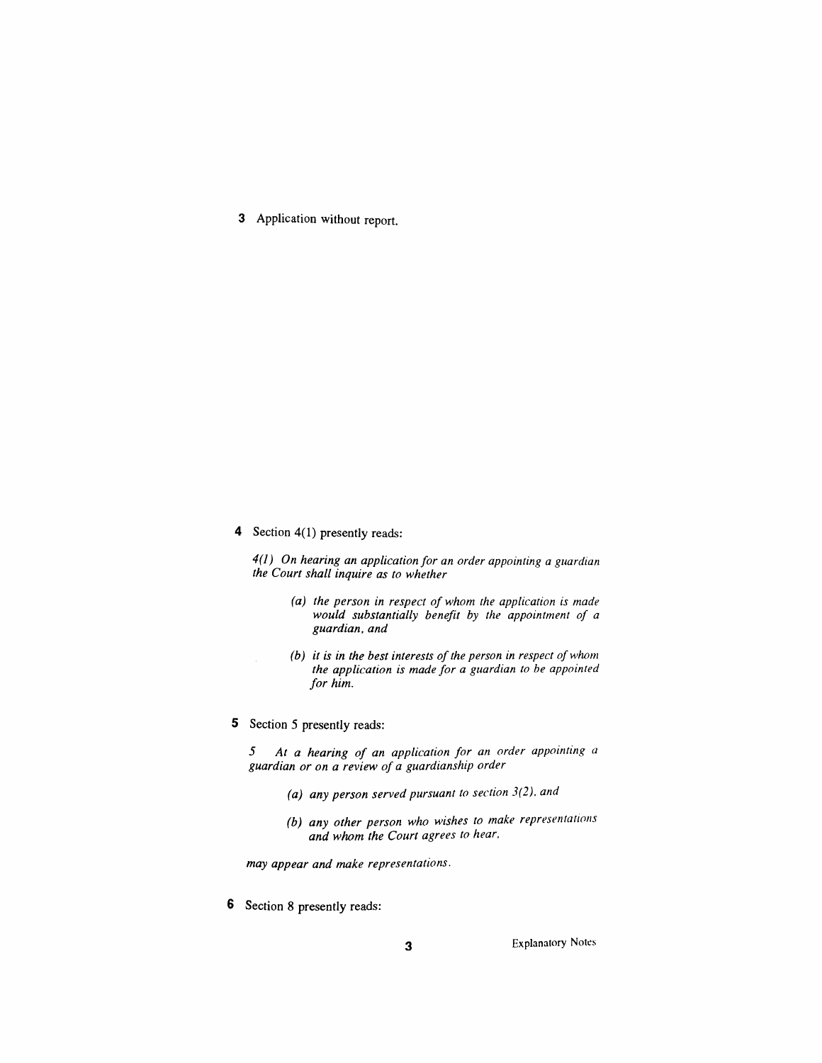**3** Application without report.

**4** Section 4(1) presently reads:

*4(1) On hearing an application for an order appointing a guardian the Court shall inquire as to whether*

> *(a) the person in respect of whom the application is made would substantially benefit by the appointment of a guardian, and*
>
> *(b) it is in the best interests of the person in respect of whom the application is made for a guardian to be appointed for him.*

**5** Section 5 presently reads:

*5 At a hearing of an application for an order appointing a guardian or on a review of a guardianship order*

> *(a) any person served pursuant to section 3(2), and*
>
> *(b) any other person who wishes to make representations and whom the Court agrees to hear,*

*may appear and make representations.*

**6** Section 8 presently reads: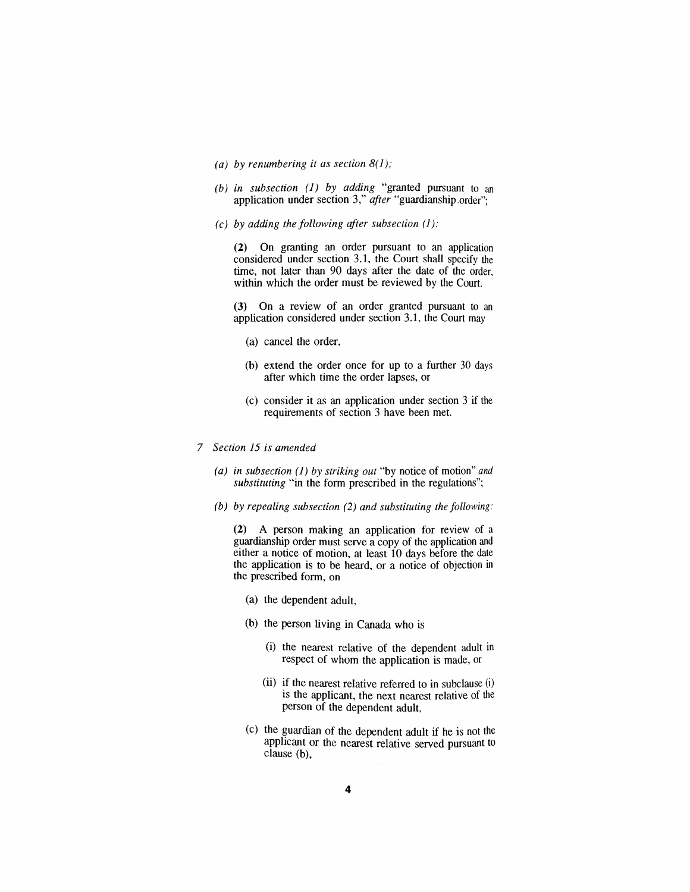*(a) by renumbering it as section 8(1);*

*(b) in subsection (1) by adding* "granted pursuant to an application under section 3," *after* "guardianship order";

*(c) by adding the following after subsection (1):*

**(2)** On granting an order pursuant to an application considered under section 3.1, the Court shall specify the time, not later than 90 days after the date of the order, within which the order must be reviewed by the Court.

**(3)** On a review of an order granted pursuant to an application considered under section 3.1, the Court may

(a) cancel the order,

(b) extend the order once for up to a further 30 days after which time the order lapses, or

(c) consider it as an application under section 3 if the requirements of section 3 have been met.

7 *Section 15 is amended*

*(a) in subsection (1) by striking out* "by notice of motion" *and substituting* "in the form prescribed in the regulations";

*(b) by repealing subsection (2) and substituting the following:*

**(2)** A person making an application for review of a guardianship order must serve a copy of the application and either a notice of motion, at least 10 days before the date the application is to be heard, or a notice of objection in the prescribed form, on

(a) the dependent adult,

(b) the person living in Canada who is

(i) the nearest relative of the dependent adult in respect of whom the application is made, or

(ii) if the nearest relative referred to in subclause (i) is the applicant, the next nearest relative of the person of the dependent adult,

(c) the guardian of the dependent adult if he is not the applicant or the nearest relative served pursuant to clause (b),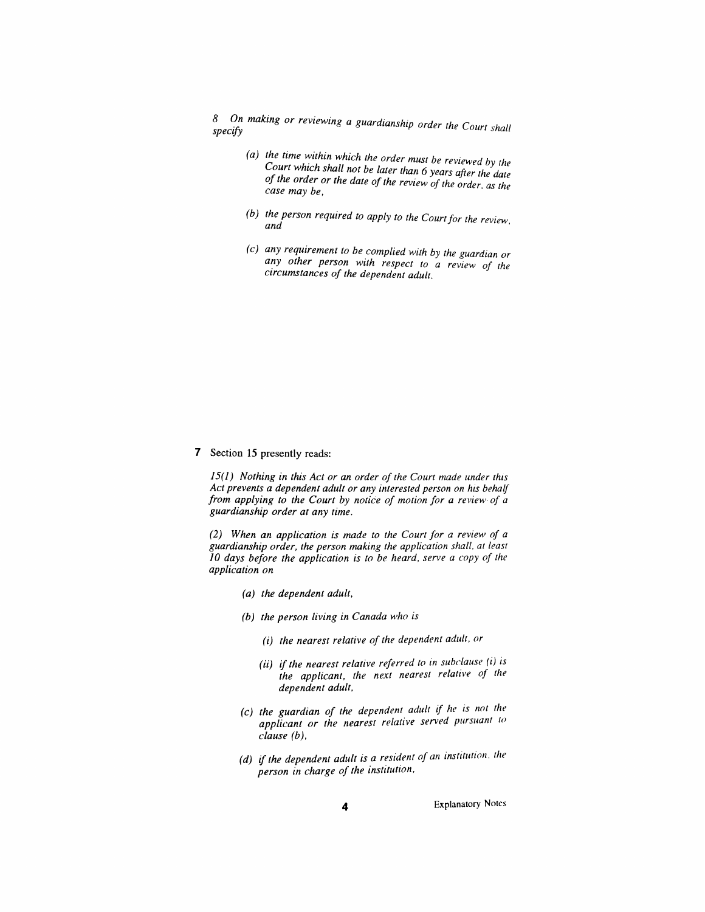*8 On making or reviewing a guardianship order the Court shall specify*

- *(a) the time within which the order must be reviewed by the Court which shall not be later than 6 years after the date of the order or the date of the review of the order, as the case may be,*
- *(b) the person required to apply to the Court for the review, and*
- *(c) any requirement to be complied with by the guardian or any other person with respect to a review of the circumstances of the dependent adult.*

**7** Section 15 presently reads:

*15(1) Nothing in this Act or an order of the Court made under this Act prevents a dependent adult or any interested person on his behalf from applying to the Court by notice of motion for a review of a guardianship order at any time.*

*(2) When an application is made to the Court for a review of a guardianship order, the person making the application shall, at least 10 days before the application is to be heard, serve a copy of the application on*

- *(a) the dependent adult,*
- *(b) the person living in Canada who is*
  - *(i) the nearest relative of the dependent adult, or*
  - *(ii) if the nearest relative referred to in subclause (i) is the applicant, the next nearest relative of the dependent adult,*
- *(c) the guardian of the dependent adult if he is not the applicant or the nearest relative served pursuant to clause (b),*
- *(d) if the dependent adult is a resident of an institution, the person in charge of the institution,*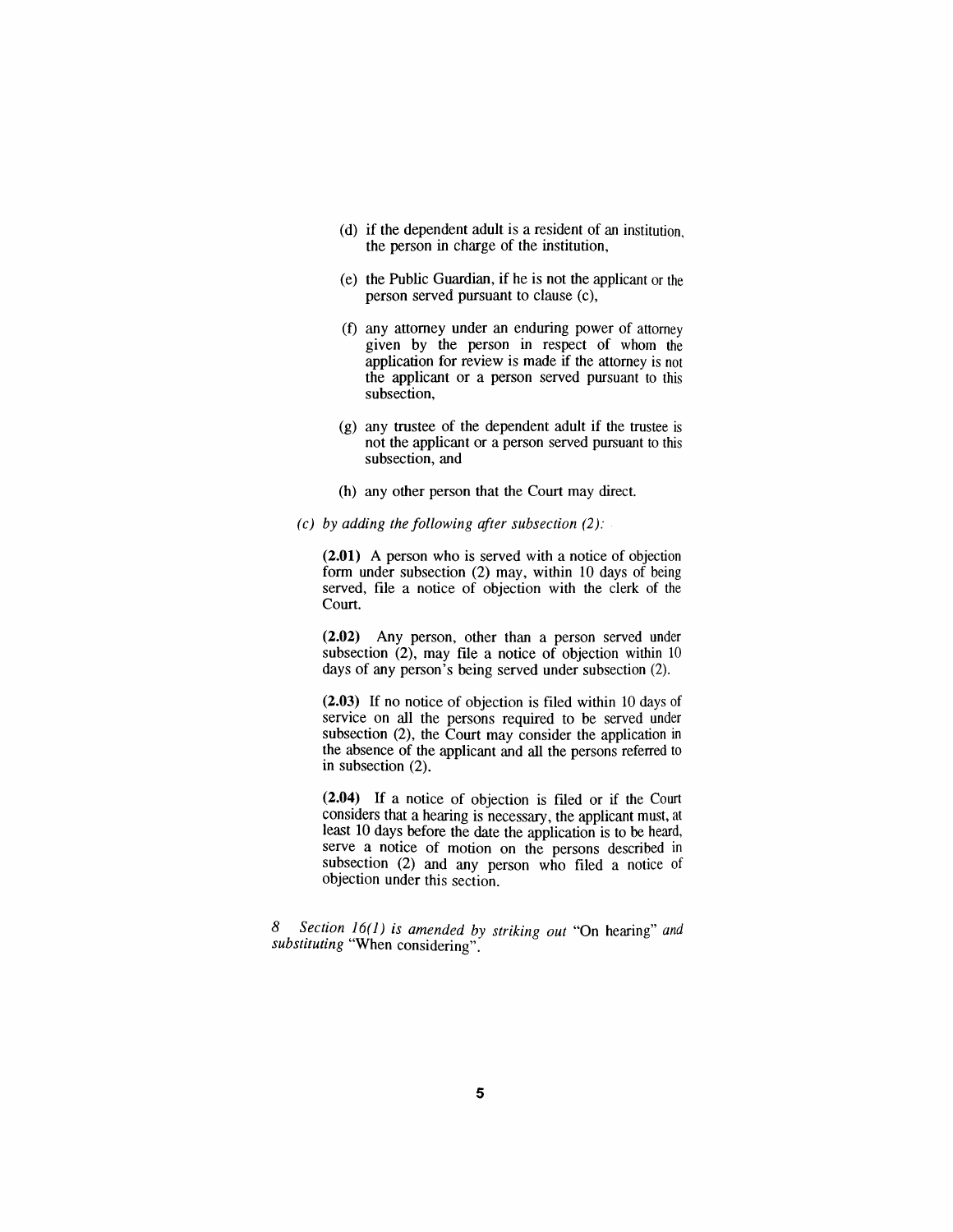(d) if the dependent adult is a resident of an institution, the person in charge of the institution,

(e) the Public Guardian, if he is not the applicant or the person served pursuant to clause (c),

(f) any attorney under an enduring power of attorney given by the person in respect of whom the application for review is made if the attorney is not the applicant or a person served pursuant to this subsection,

(g) any trustee of the dependent adult if the trustee is not the applicant or a person served pursuant to this subsection, and

(h) any other person that the Court may direct.

*(c) by adding the following after subsection (2):*

**(2.01)** A person who is served with a notice of objection form under subsection (2) may, within 10 days of being served, file a notice of objection with the clerk of the Court.

**(2.02)** Any person, other than a person served under subsection (2), may file a notice of objection within 10 days of any person's being served under subsection (2).

**(2.03)** If no notice of objection is filed within 10 days of service on all the persons required to be served under subsection (2), the Court may consider the application in the absence of the applicant and all the persons referred to in subsection (2).

**(2.04)** If a notice of objection is filed or if the Court considers that a hearing is necessary, the applicant must, at least 10 days before the date the application is to be heard, serve a notice of motion on the persons described in subsection (2) and any person who filed a notice of objection under this section.

*8 Section 16(1) is amended by striking out* "On hearing" *and substituting* "When considering".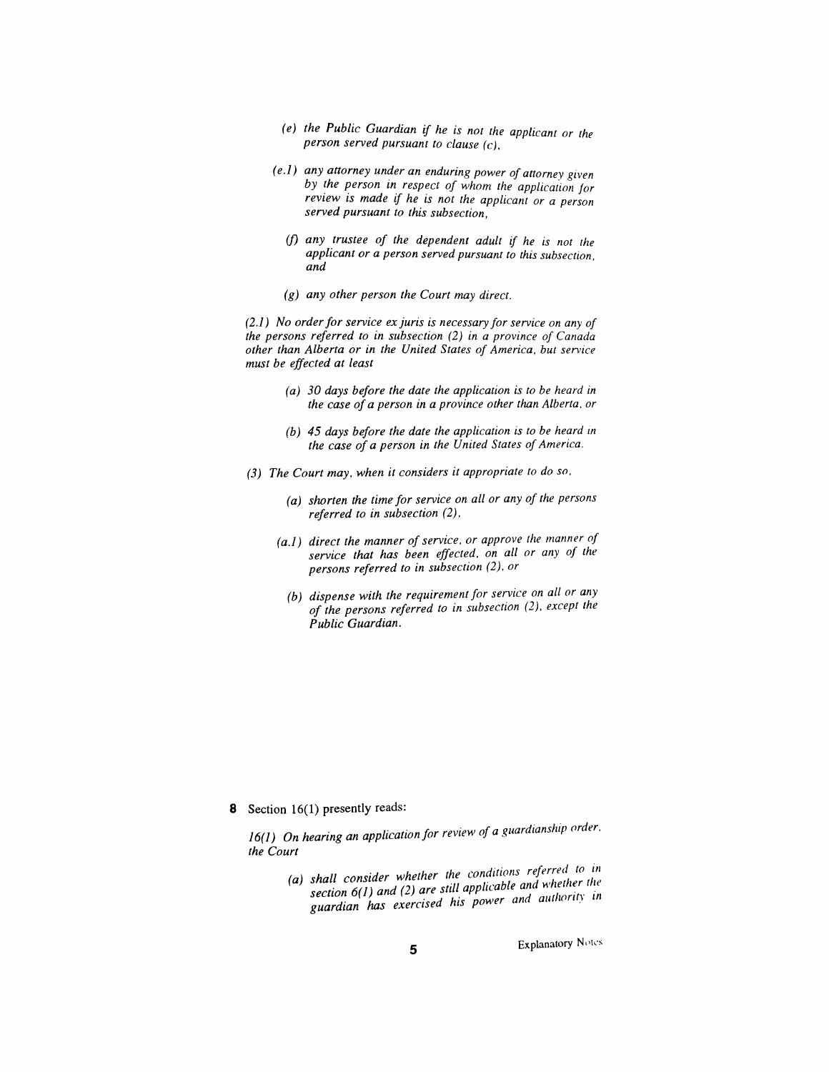*(e) the Public Guardian if he is not the applicant or the person served pursuant to clause (c),*

*(e.1) any attorney under an enduring power of attorney given by the person in respect of whom the application for review is made if he is not the applicant or a person served pursuant to this subsection,*

*(f) any trustee of the dependent adult if he is not the applicant or a person served pursuant to this subsection, and*

*(g) any other person the Court may direct.*

*(2.1) No order for service ex juris is necessary for service on any of the persons referred to in subsection (2) in a province of Canada other than Alberta or in the United States of America, but service must be effected at least*

*(a) 30 days before the date the application is to be heard in the case of a person in a province other than Alberta, or*

*(b) 45 days before the date the application is to be heard in the case of a person in the United States of America.*

*(3) The Court may, when it considers it appropriate to do so,*

*(a) shorten the time for service on all or any of the persons referred to in subsection (2),*

*(a.1) direct the manner of service, or approve the manner of service that has been effected, on all or any of the persons referred to in subsection (2), or*

*(b) dispense with the requirement for service on all or any of the persons referred to in subsection (2), except the Public Guardian.*

**8** Section 16(1) presently reads:

*16(1) On hearing an application for review of a guardianship order, the Court*

*(a) shall consider whether the conditions referred to in section 6(1) and (2) are still applicable and whether the guardian has exercised his power and authority in*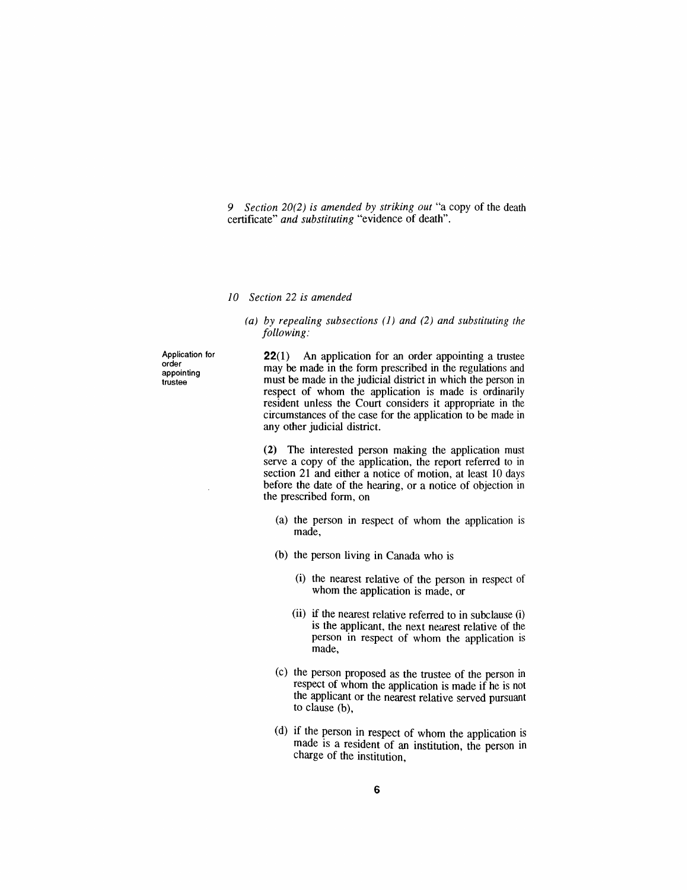*9 Section 20(2) is amended by striking out* "a copy of the death certificate" *and substituting* "evidence of death".

*10 Section 22 is amended*

*(a) by repealing subsections (1) and (2) and substituting the following:*

Application for order appointing trustee

**22**(1) An application for an order appointing a trustee may be made in the form prescribed in the regulations and must be made in the judicial district in which the person in respect of whom the application is made is ordinarily resident unless the Court considers it appropriate in the circumstances of the case for the application to be made in any other judicial district.

(2) The interested person making the application must serve a copy of the application, the report referred to in section 21 and either a notice of motion, at least 10 days before the date of the hearing, or a notice of objection in the prescribed form, on

(a) the person in respect of whom the application is made,

(b) the person living in Canada who is

(i) the nearest relative of the person in respect of whom the application is made, or

(ii) if the nearest relative referred to in subclause (i) is the applicant, the next nearest relative of the person in respect of whom the application is made,

(c) the person proposed as the trustee of the person in respect of whom the application is made if he is not the applicant or the nearest relative served pursuant to clause (b),

(d) if the person in respect of whom the application is made is a resident of an institution, the person in charge of the institution,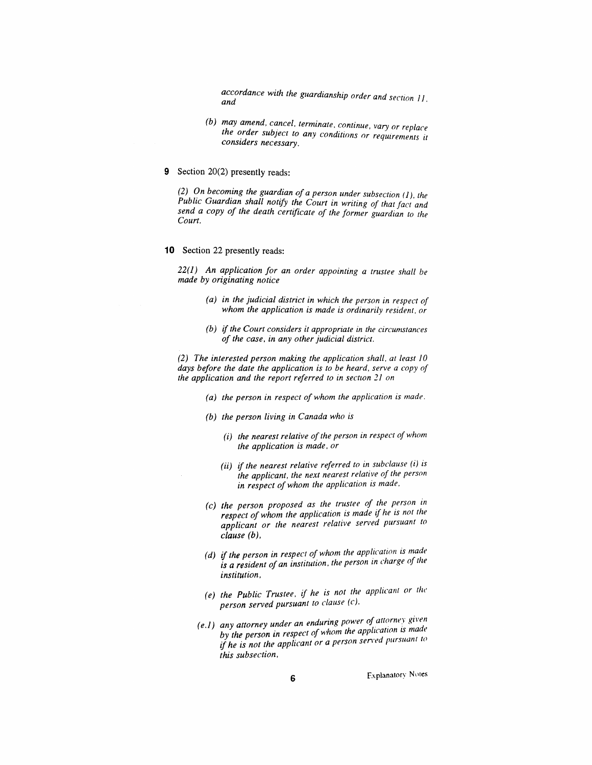*accordance with the guardianship order and section 11, and*

*(b) may amend, cancel, terminate, continue, vary or replace the order subject to any conditions or requirements it considers necessary.*

**9** Section 20(2) presently reads:

*(2) On becoming the guardian of a person under subsection (1), the Public Guardian shall notify the Court in writing of that fact and send a copy of the death certificate of the former guardian to the Court.*

**10** Section 22 presently reads:

*22(1) An application for an order appointing a trustee shall be made by originating notice*

*(a) in the judicial district in which the person in respect of whom the application is made is ordinarily resident, or*

*(b) if the Court considers it appropriate in the circumstances of the case, in any other judicial district.*

*(2) The interested person making the application shall, at least 10 days before the date the application is to be heard, serve a copy of the application and the report referred to in section 21 on*

*(a) the person in respect of whom the application is made,*

*(b) the person living in Canada who is*

*(i) the nearest relative of the person in respect of whom the application is made, or*

*(ii) if the nearest relative referred to in subclause (i) is the applicant, the next nearest relative of the person in respect of whom the application is made,*

*(c) the person proposed as the trustee of the person in respect of whom the application is made if he is not the applicant or the nearest relative served pursuant to clause (b),*

*(d) if the person in respect of whom the application is made is a resident of an institution, the person in charge of the institution,*

*(e) the Public Trustee, if he is not the applicant or the person served pursuant to clause (c),*

*(e.1) any attorney under an enduring power of attorney given by the person in respect of whom the application is made if he is not the applicant or a person served pursuant to this subsection,*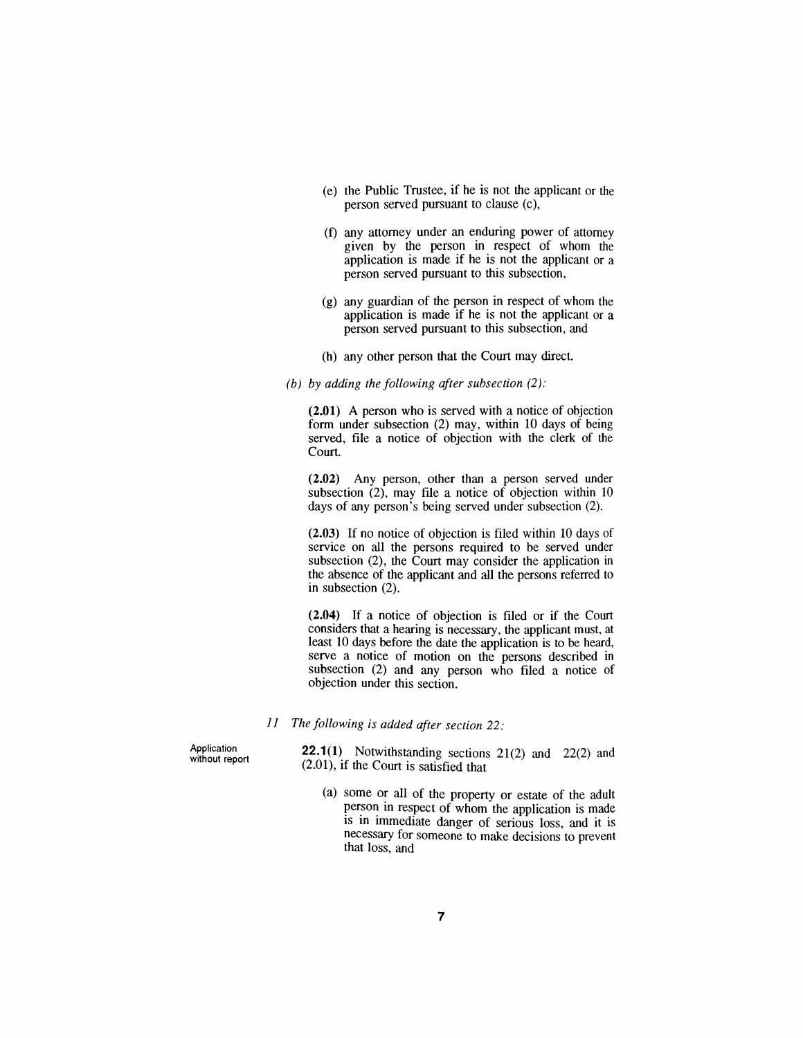(e) the Public Trustee, if he is not the applicant or the person served pursuant to clause (c),

(f) any attorney under an enduring power of attorney given by the person in respect of whom the application is made if he is not the applicant or a person served pursuant to this subsection,

(g) any guardian of the person in respect of whom the application is made if he is not the applicant or a person served pursuant to this subsection, and

(h) any other person that the Court may direct.

*(b) by adding the following after subsection (2):*

**(2.01)** A person who is served with a notice of objection form under subsection (2) may, within 10 days of being served, file a notice of objection with the clerk of the Court.

**(2.02)** Any person, other than a person served under subsection (2), may file a notice of objection within 10 days of any person's being served under subsection (2).

**(2.03)** If no notice of objection is filed within 10 days of service on all the persons required to be served under subsection (2), the Court may consider the application in the absence of the applicant and all the persons referred to in subsection (2).

**(2.04)** If a notice of objection is filed or if the Court considers that a hearing is necessary, the applicant must, at least 10 days before the date the application is to be heard, serve a notice of motion on the persons described in subsection (2) and any person who filed a notice of objection under this section.

*11 The following is added after section 22:*

Application without report

**22.1(1)** Notwithstanding sections 21(2) and 22(2) and (2.01), if the Court is satisfied that

(a) some or all of the property or estate of the adult person in respect of whom the application is made is in immediate danger of serious loss, and it is necessary for someone to make decisions to prevent that loss, and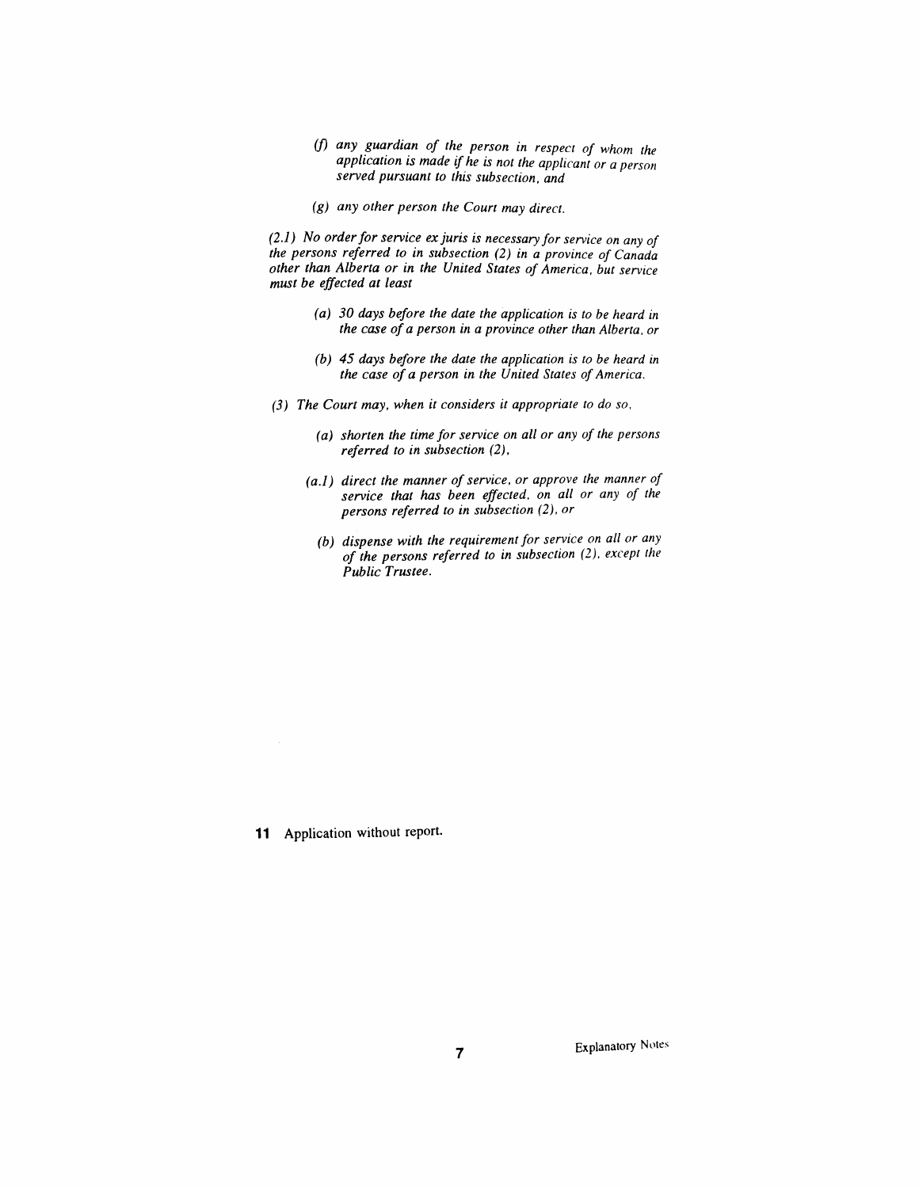*(f) any guardian of the person in respect of whom the application is made if he is not the applicant or a person served pursuant to this subsection, and*

*(g) any other person the Court may direct.*

*(2.1) No order for service ex juris is necessary for service on any of the persons referred to in subsection (2) in a province of Canada other than Alberta or in the United States of America, but service must be effected at least*

*(a) 30 days before the date the application is to be heard in the case of a person in a province other than Alberta, or*

*(b) 45 days before the date the application is to be heard in the case of a person in the United States of America.*

*(3) The Court may, when it considers it appropriate to do so,*

*(a) shorten the time for service on all or any of the persons referred to in subsection (2),*

*(a.1) direct the manner of service, or approve the manner of service that has been effected, on all or any of the persons referred to in subsection (2), or*

*(b) dispense with the requirement for service on all or any of the persons referred to in subsection (2), except the Public Trustee.*

**11** Application without report.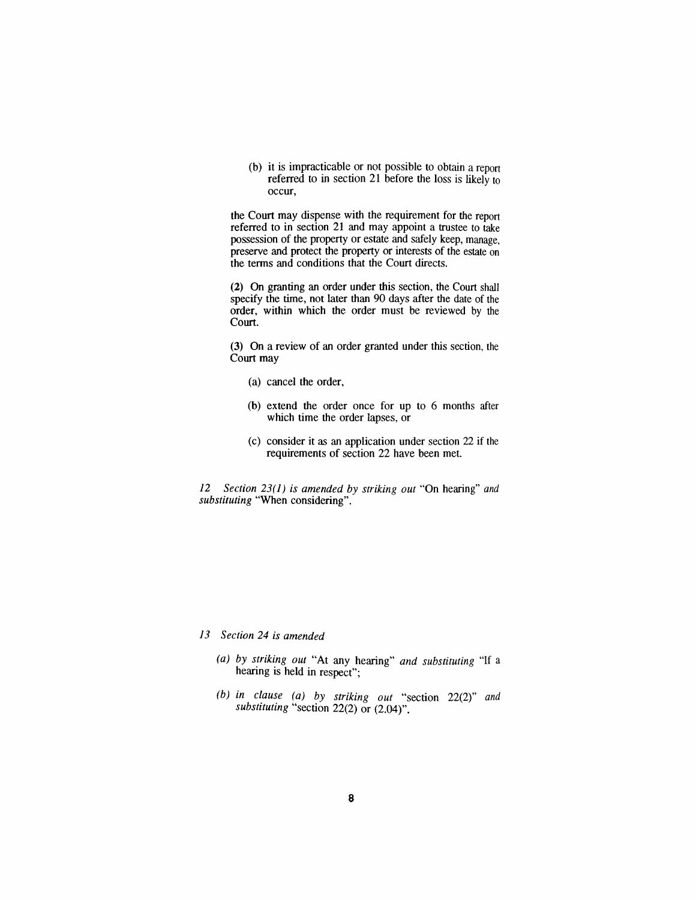(b) it is impracticable or not possible to obtain a report referred to in section 21 before the loss is likely to occur,

the Court may dispense with the requirement for the report referred to in section 21 and may appoint a trustee to take possession of the property or estate and safely keep, manage, preserve and protect the property or interests of the estate on the terms and conditions that the Court directs.

**(2)** On granting an order under this section, the Court shall specify the time, not later than 90 days after the date of the order, within which the order must be reviewed by the Court.

**(3)** On a review of an order granted under this section, the Court may

(a) cancel the order,

(b) extend the order once for up to 6 months after which time the order lapses, or

(c) consider it as an application under section 22 if the requirements of section 22 have been met.

*12 Section 23(1) is amended by striking out* "On hearing" *and substituting* "When considering".

*13 Section 24 is amended*

*(a) by striking out* "At any hearing" *and substituting* "If a hearing is held in respect";

*(b) in clause (a) by striking out* "section 22(2)" *and substituting* "section 22(2) or (2.04)".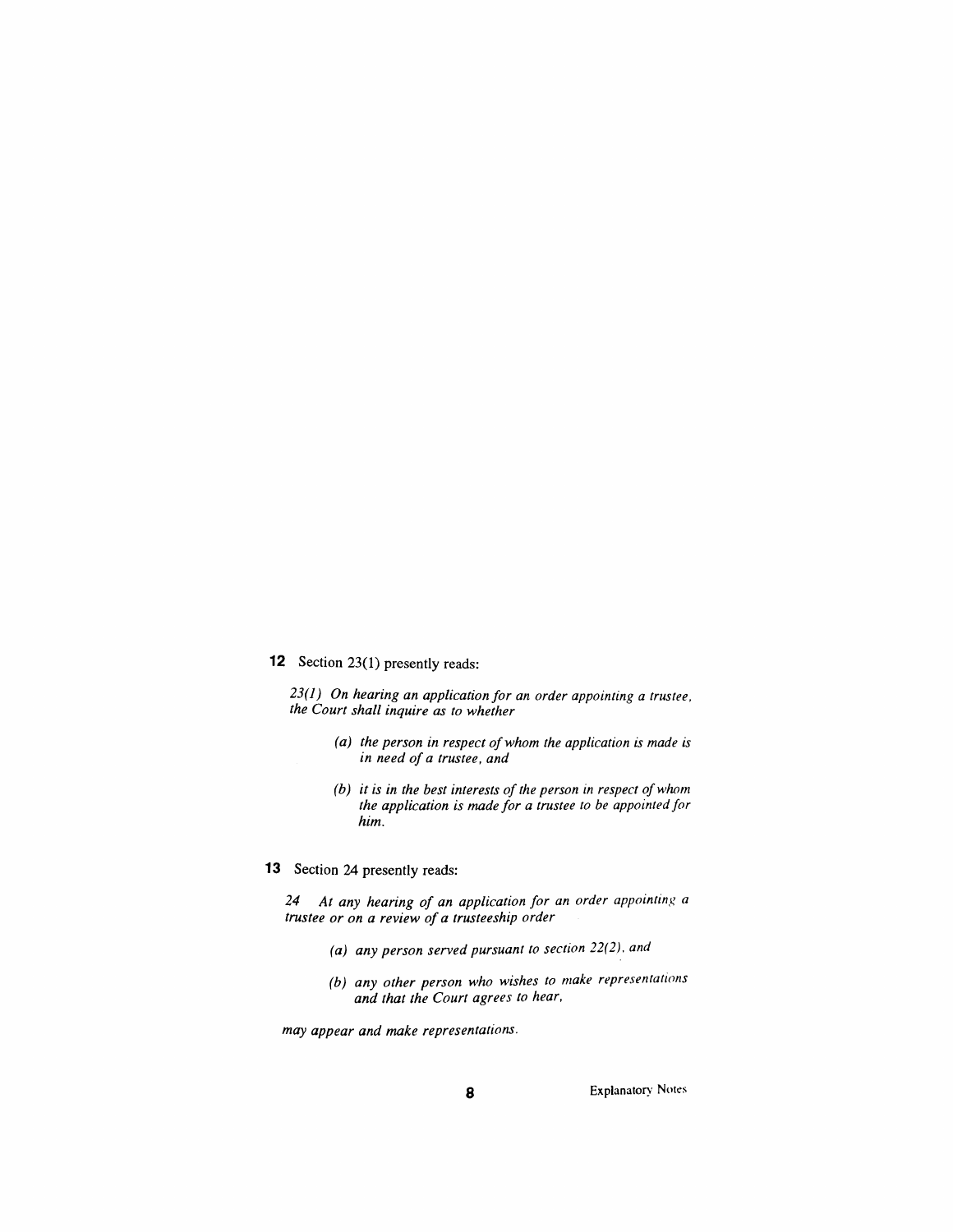**12** Section 23(1) presently reads:

*23(1) On hearing an application for an order appointing a trustee, the Court shall inquire as to whether*

> *(a) the person in respect of whom the application is made is in need of a trustee, and*
>
> *(b) it is in the best interests of the person in respect of whom the application is made for a trustee to be appointed for him.*

**13** Section 24 presently reads:

*24 At any hearing of an application for an order appointing a trustee or on a review of a trusteeship order*

> *(a) any person served pursuant to section 22(2), and*
>
> *(b) any other person who wishes to make representations and that the Court agrees to hear,*

*may appear and make representations.*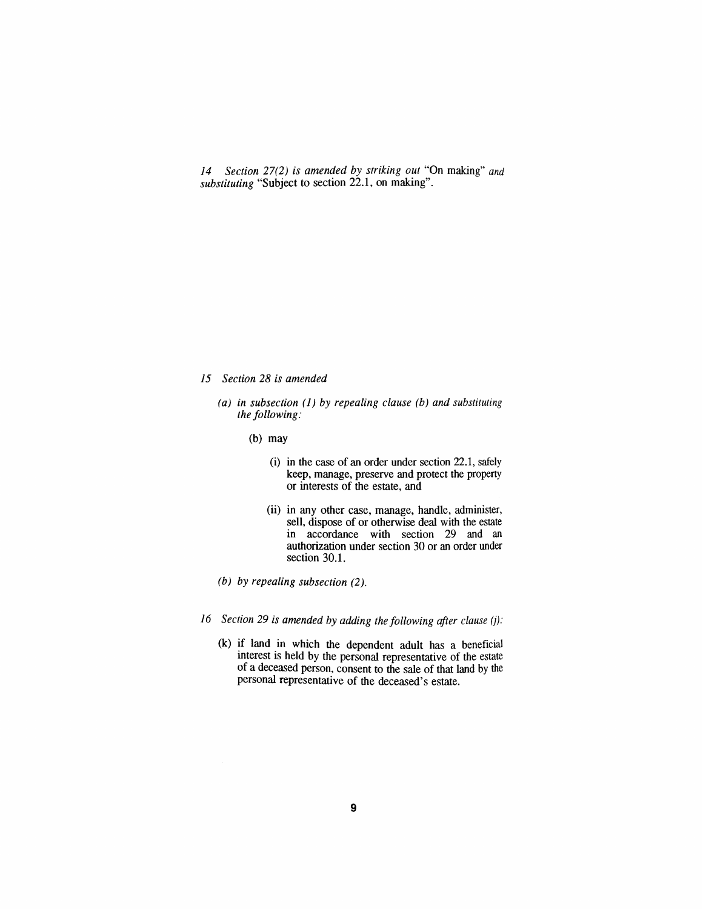*14 Section 27(2) is amended by striking out* "On making" *and substituting* "Subject to section 22.1, on making".

*15 Section 28 is amended*

*(a) in subsection (1) by repealing clause (b) and substituting the following:*

(b) may

(i) in the case of an order under section 22.1, safely keep, manage, preserve and protect the property or interests of the estate, and

(ii) in any other case, manage, handle, administer, sell, dispose of or otherwise deal with the estate in accordance with section 29 and an authorization under section 30 or an order under section 30.1.

*(b) by repealing subsection (2).*

*16 Section 29 is amended by adding the following after clause (j):*

(k) if land in which the dependent adult has a beneficial interest is held by the personal representative of the estate of a deceased person, consent to the sale of that land by the personal representative of the deceased's estate.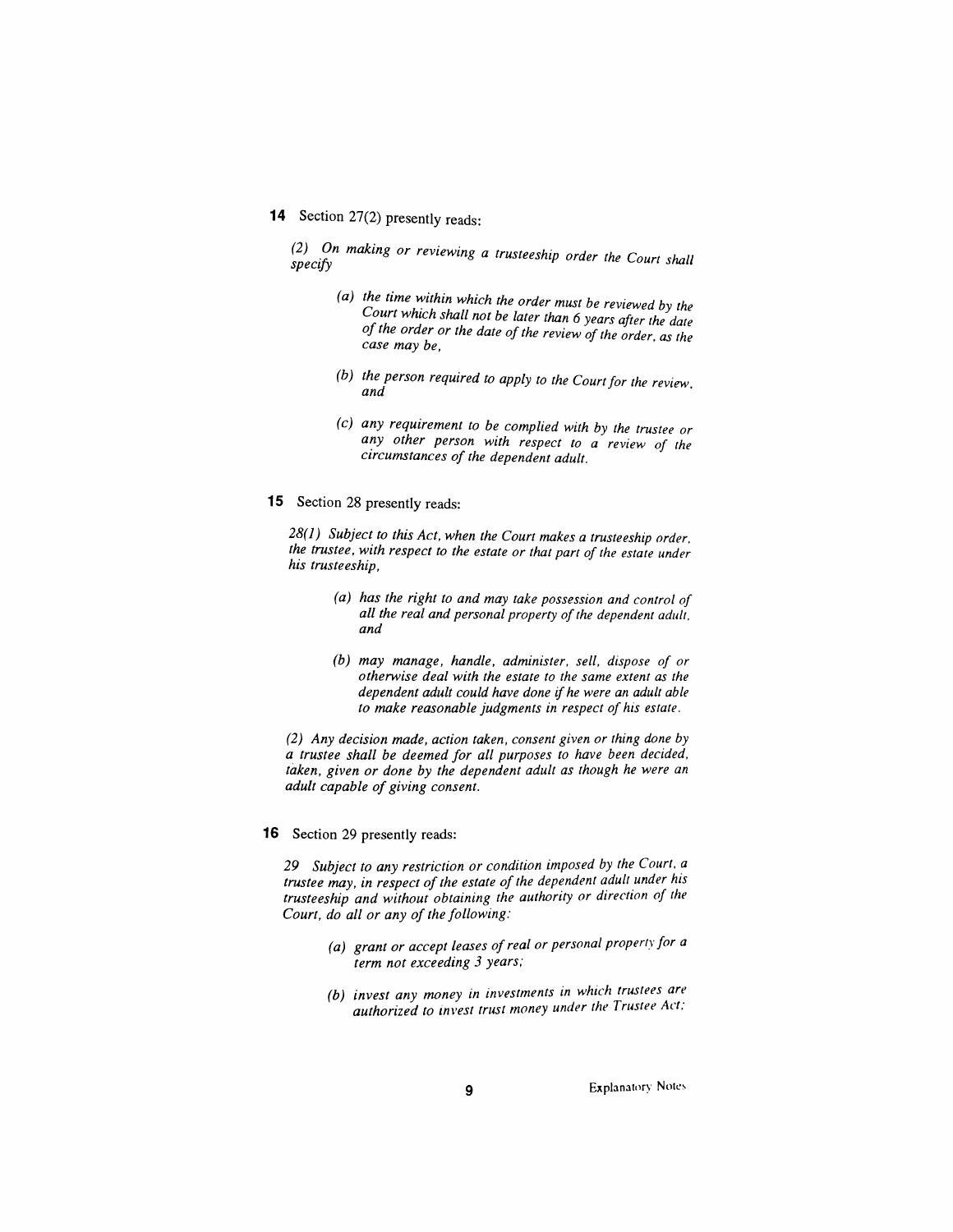**14** Section 27(2) presently reads:

*(2) On making or reviewing a trusteeship order the Court shall specify*

> *(a) the time within which the order must be reviewed by the Court which shall not be later than 6 years after the date of the order or the date of the review of the order, as the case may be,*
>
> *(b) the person required to apply to the Court for the review, and*
>
> *(c) any requirement to be complied with by the trustee or any other person with respect to a review of the circumstances of the dependent adult.*

**15** Section 28 presently reads:

*28(1) Subject to this Act, when the Court makes a trusteeship order, the trustee, with respect to the estate or that part of the estate under his trusteeship,*

> *(a) has the right to and may take possession and control of all the real and personal property of the dependent adult, and*
>
> *(b) may manage, handle, administer, sell, dispose of or otherwise deal with the estate to the same extent as the dependent adult could have done if he were an adult able to make reasonable judgments in respect of his estate.*

*(2) Any decision made, action taken, consent given or thing done by a trustee shall be deemed for all purposes to have been decided, taken, given or done by the dependent adult as though he were an adult capable of giving consent.*

**16** Section 29 presently reads:

*29 Subject to any restriction or condition imposed by the Court, a trustee may, in respect of the estate of the dependent adult under his trusteeship and without obtaining the authority or direction of the Court, do all or any of the following:*

> *(a) grant or accept leases of real or personal property for a term not exceeding 3 years;*
>
> *(b) invest any money in investments in which trustees are authorized to invest trust money under the Trustee Act;*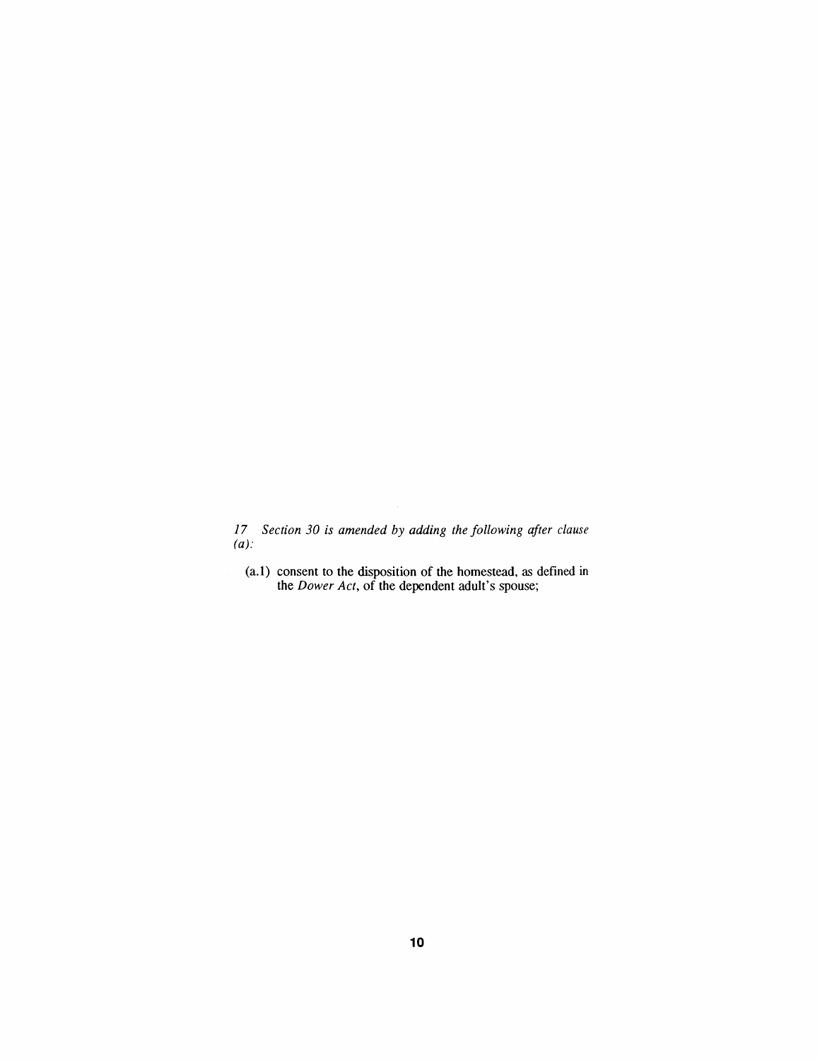*17 Section 30 is amended by adding the following after clause (a):*

(a.1) consent to the disposition of the homestead, as defined in the *Dower Act*, of the dependent adult's spouse;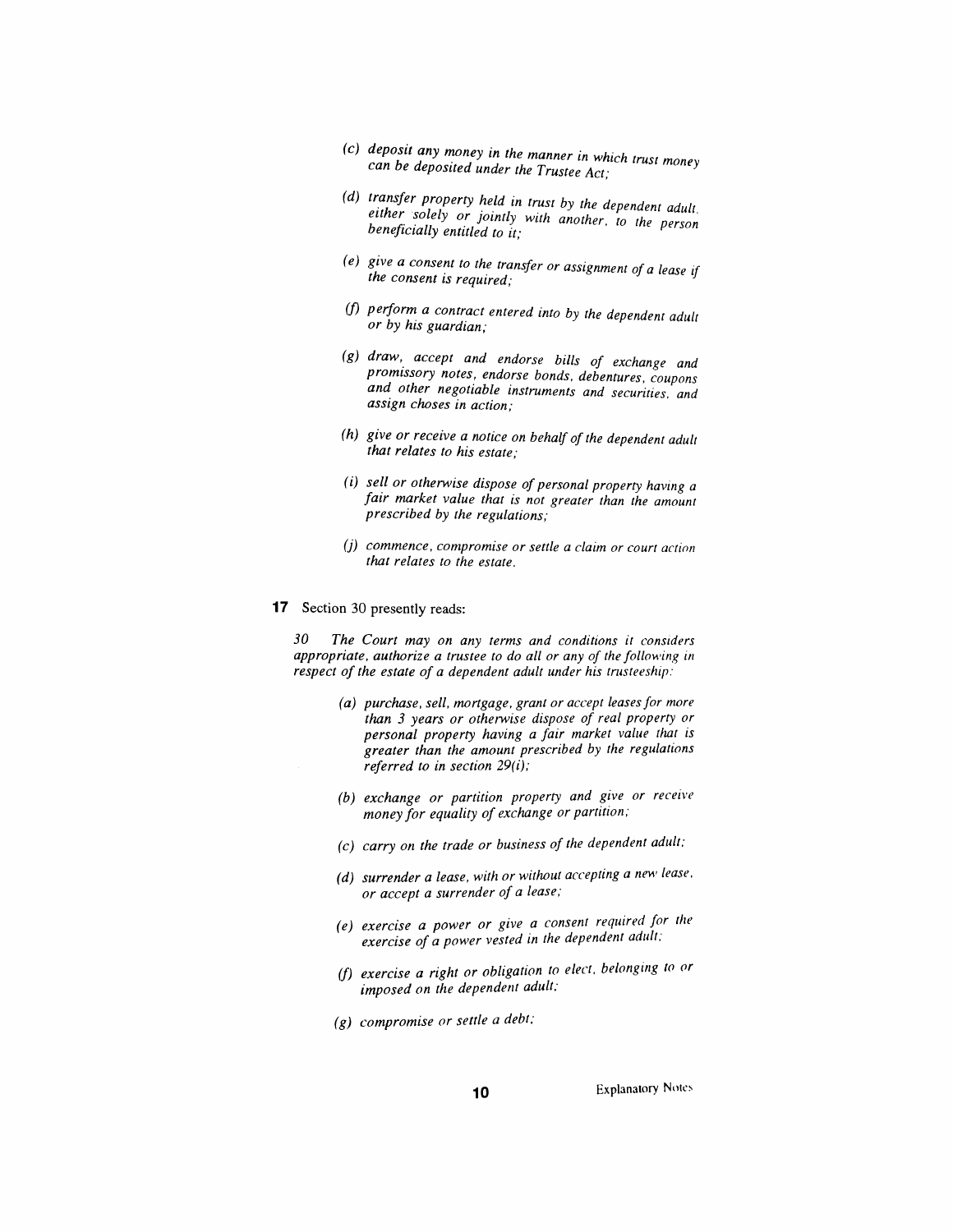*(c) deposit any money in the manner in which trust money can be deposited under the Trustee Act;*

*(d) transfer property held in trust by the dependent adult, either solely or jointly with another, to the person beneficially entitled to it;*

*(e) give a consent to the transfer or assignment of a lease if the consent is required;*

*(f) perform a contract entered into by the dependent adult or by his guardian;*

*(g) draw, accept and endorse bills of exchange and promissory notes, endorse bonds, debentures, coupons and other negotiable instruments and securities, and assign choses in action;*

*(h) give or receive a notice on behalf of the dependent adult that relates to his estate;*

*(i) sell or otherwise dispose of personal property having a fair market value that is not greater than the amount prescribed by the regulations;*

*(j) commence, compromise or settle a claim or court action that relates to the estate.*

**17** Section 30 presently reads:

*30 The Court may on any terms and conditions it considers appropriate, authorize a trustee to do all or any of the following in respect of the estate of a dependent adult under his trusteeship:*

*(a) purchase, sell, mortgage, grant or accept leases for more than 3 years or otherwise dispose of real property or personal property having a fair market value that is greater than the amount prescribed by the regulations referred to in section 29(i);*

*(b) exchange or partition property and give or receive money for equality of exchange or partition;*

*(c) carry on the trade or business of the dependent adult;*

*(d) surrender a lease, with or without accepting a new lease, or accept a surrender of a lease;*

*(e) exercise a power or give a consent required for the exercise of a power vested in the dependent adult;*

*(f) exercise a right or obligation to elect, belonging to or imposed on the dependent adult;*

*(g) compromise or settle a debt;*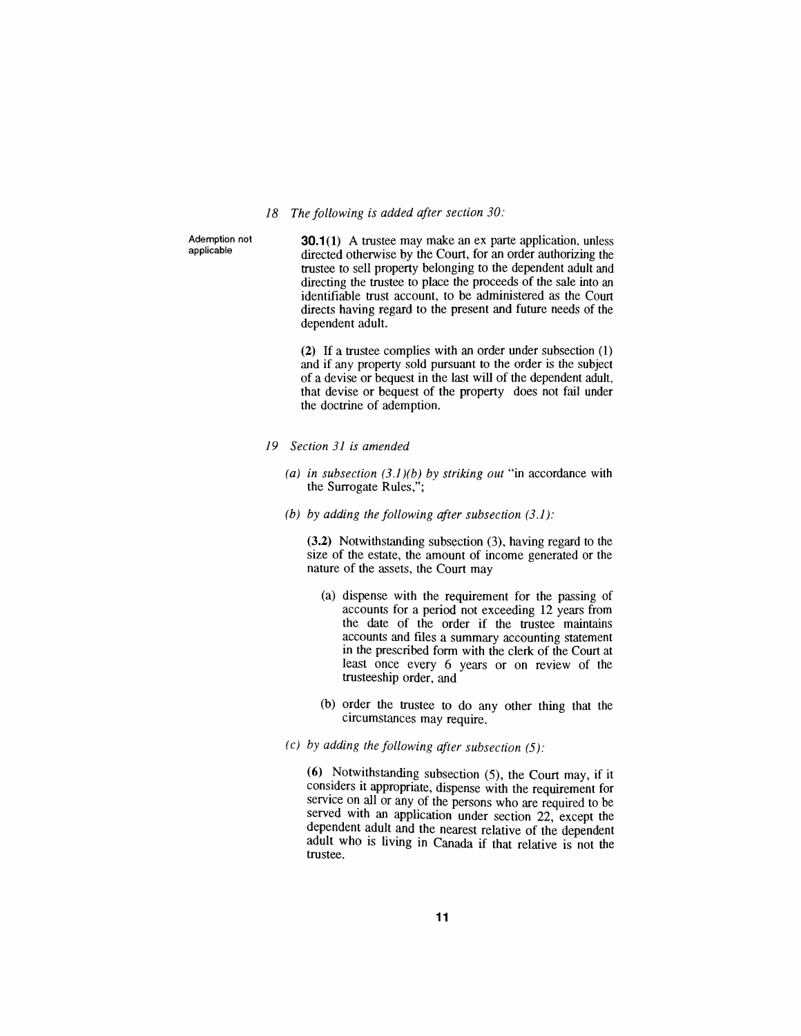*18 The following is added after section 30:*

Ademption not applicable

**30.1(1)** A trustee may make an ex parte application, unless directed otherwise by the Court, for an order authorizing the trustee to sell property belonging to the dependent adult and directing the trustee to place the proceeds of the sale into an identifiable trust account, to be administered as the Court directs having regard to the present and future needs of the dependent adult.

**(2)** If a trustee complies with an order under subsection (1) and if any property sold pursuant to the order is the subject of a devise or bequest in the last will of the dependent adult, that devise or bequest of the property does not fail under the doctrine of ademption.

*19 Section 31 is amended*

*(a) in subsection (3.1)(b) by striking out* "in accordance with the Surrogate Rules,";

*(b) by adding the following after subsection (3.1):*

**(3.2)** Notwithstanding subsection (3), having regard to the size of the estate, the amount of income generated or the nature of the assets, the Court may

(a) dispense with the requirement for the passing of accounts for a period not exceeding 12 years from the date of the order if the trustee maintains accounts and files a summary accounting statement in the prescribed form with the clerk of the Court at least once every 6 years or on review of the trusteeship order, and

(b) order the trustee to do any other thing that the circumstances may require.

*(c) by adding the following after subsection (5):*

**(6)** Notwithstanding subsection (5), the Court may, if it considers it appropriate, dispense with the requirement for service on all or any of the persons who are required to be served with an application under section 22, except the dependent adult and the nearest relative of the dependent adult who is living in Canada if that relative is not the trustee.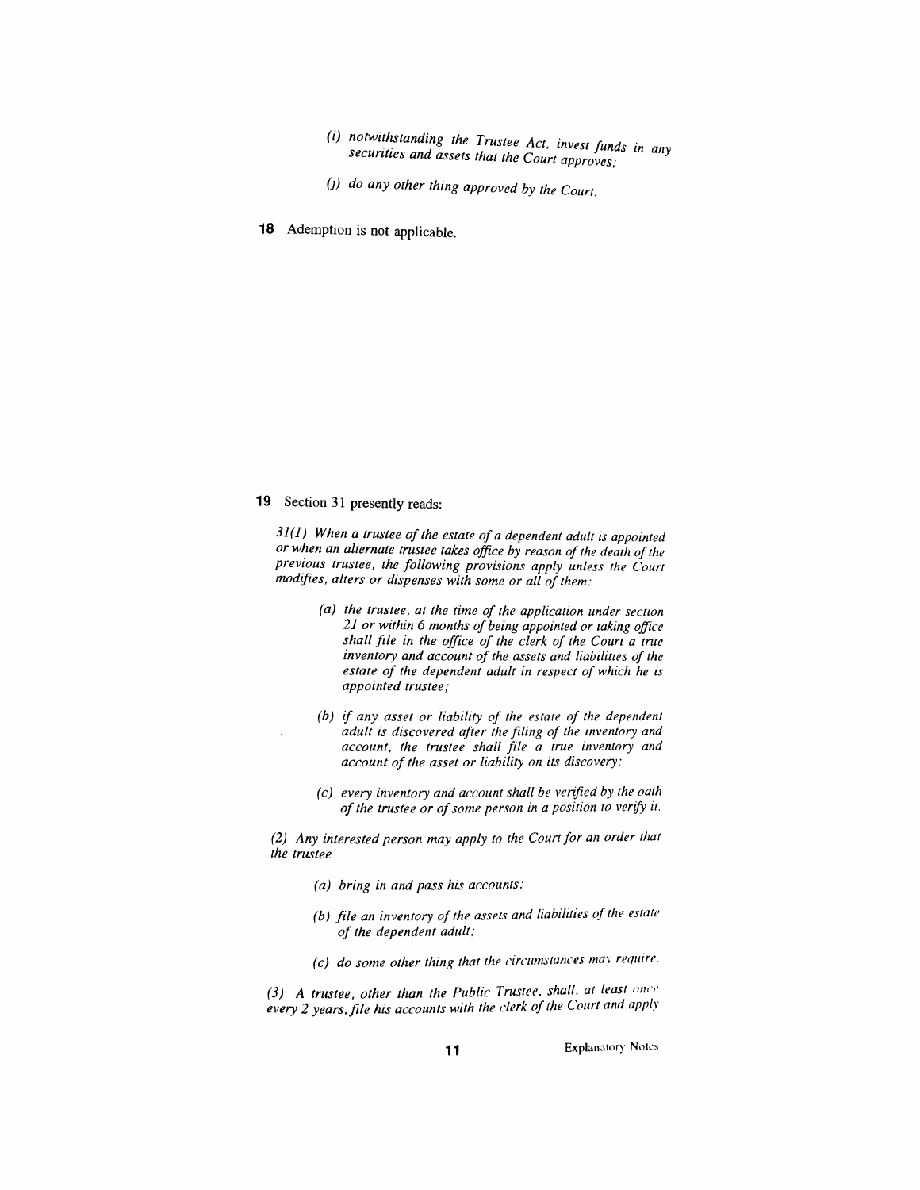*(i) notwithstanding the Trustee Act, invest funds in any securities and assets that the Court approves;*

*(j) do any other thing approved by the Court.*

**18** Ademption is not applicable.

**19** Section 31 presently reads:

*31(1) When a trustee of the estate of a dependent adult is appointed or when an alternate trustee takes office by reason of the death of the previous trustee, the following provisions apply unless the Court modifies, alters or dispenses with some or all of them:*

*(a) the trustee, at the time of the application under section 21 or within 6 months of being appointed or taking office shall file in the office of the clerk of the Court a true inventory and account of the assets and liabilities of the estate of the dependent adult in respect of which he is appointed trustee;*

*(b) if any asset or liability of the estate of the dependent adult is discovered after the filing of the inventory and account, the trustee shall file a true inventory and account of the asset or liability on its discovery;*

*(c) every inventory and account shall be verified by the oath of the trustee or of some person in a position to verify it.*

*(2) Any interested person may apply to the Court for an order that the trustee*

*(a) bring in and pass his accounts;*

*(b) file an inventory of the assets and liabilities of the estate of the dependent adult;*

*(c) do some other thing that the circumstances may require.*

*(3) A trustee, other than the Public Trustee, shall, at least once every 2 years, file his accounts with the clerk of the Court and apply*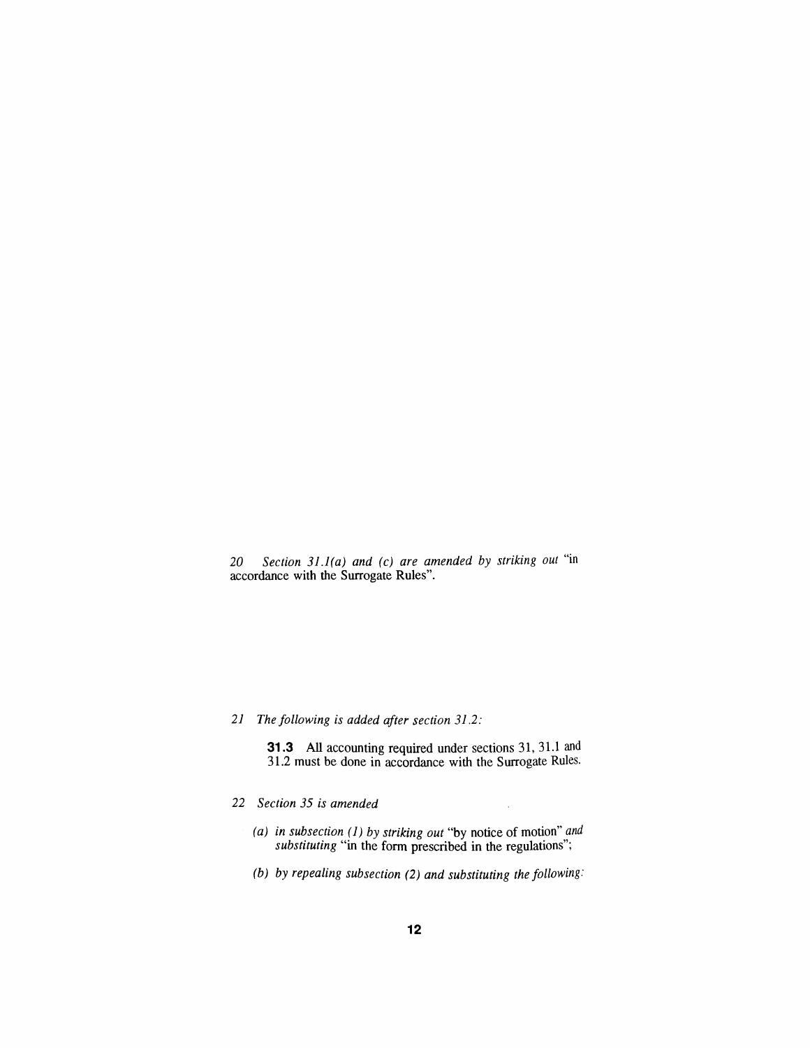*20 Section 31.1(a) and (c) are amended by striking out* "in accordance with the Surrogate Rules".

*21 The following is added after section 31.2:*

> **31.3** All accounting required under sections 31, 31.1 and 31.2 must be done in accordance with the Surrogate Rules.

*22 Section 35 is amended*

- *(a) in subsection (1) by striking out* "by notice of motion" *and substituting* "in the form prescribed in the regulations";
- *(b) by repealing subsection (2) and substituting the following:*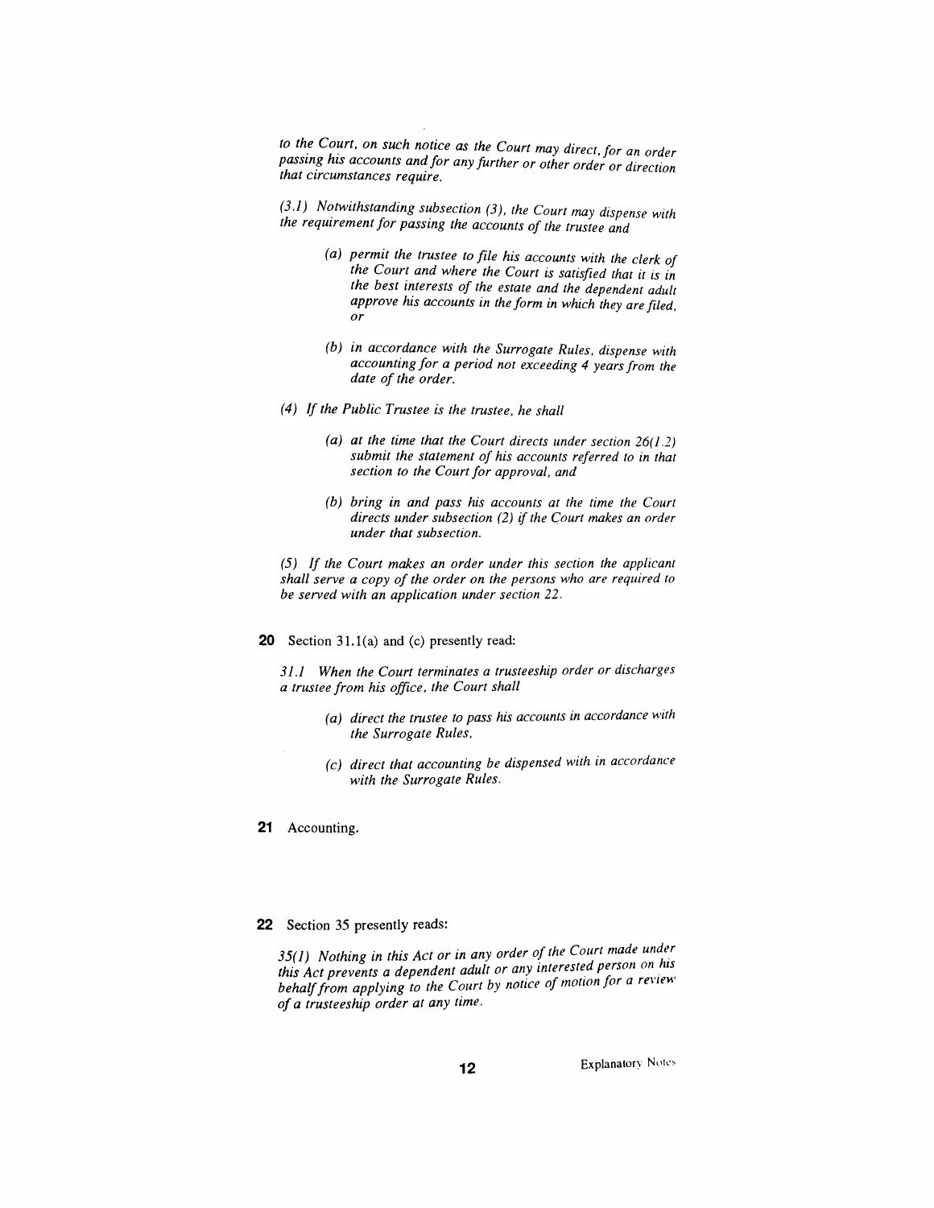*to the Court, on such notice as the Court may direct, for an order passing his accounts and for any further or other order or direction that circumstances require.*

*(3.1) Notwithstanding subsection (3), the Court may dispense with the requirement for passing the accounts of the trustee and*

> *(a) permit the trustee to file his accounts with the clerk of the Court and where the Court is satisfied that it is in the best interests of the estate and the dependent adult approve his accounts in the form in which they are filed, or*
>
> *(b) in accordance with the Surrogate Rules, dispense with accounting for a period not exceeding 4 years from the date of the order.*

*(4) If the Public Trustee is the trustee, he shall*

> *(a) at the time that the Court directs under section 26(1.2) submit the statement of his accounts referred to in that section to the Court for approval, and*
>
> *(b) bring in and pass his accounts at the time the Court directs under subsection (2) if the Court makes an order under that subsection.*

*(5) If the Court makes an order under this section the applicant shall serve a copy of the order on the persons who are required to be served with an application under section 22.*

**20** Section 31.1(a) and (c) presently read:

*31.1 When the Court terminates a trusteeship order or discharges a trustee from his office, the Court shall*

> *(a) direct the trustee to pass his accounts in accordance with the Surrogate Rules,*
>
> *(c) direct that accounting be dispensed with in accordance with the Surrogate Rules.*

**21** Accounting.

**22** Section 35 presently reads:

*35(1) Nothing in this Act or in any order of the Court made under this Act prevents a dependent adult or any interested person on his behalf from applying to the Court by notice of motion for a review of a trusteeship order at any time.*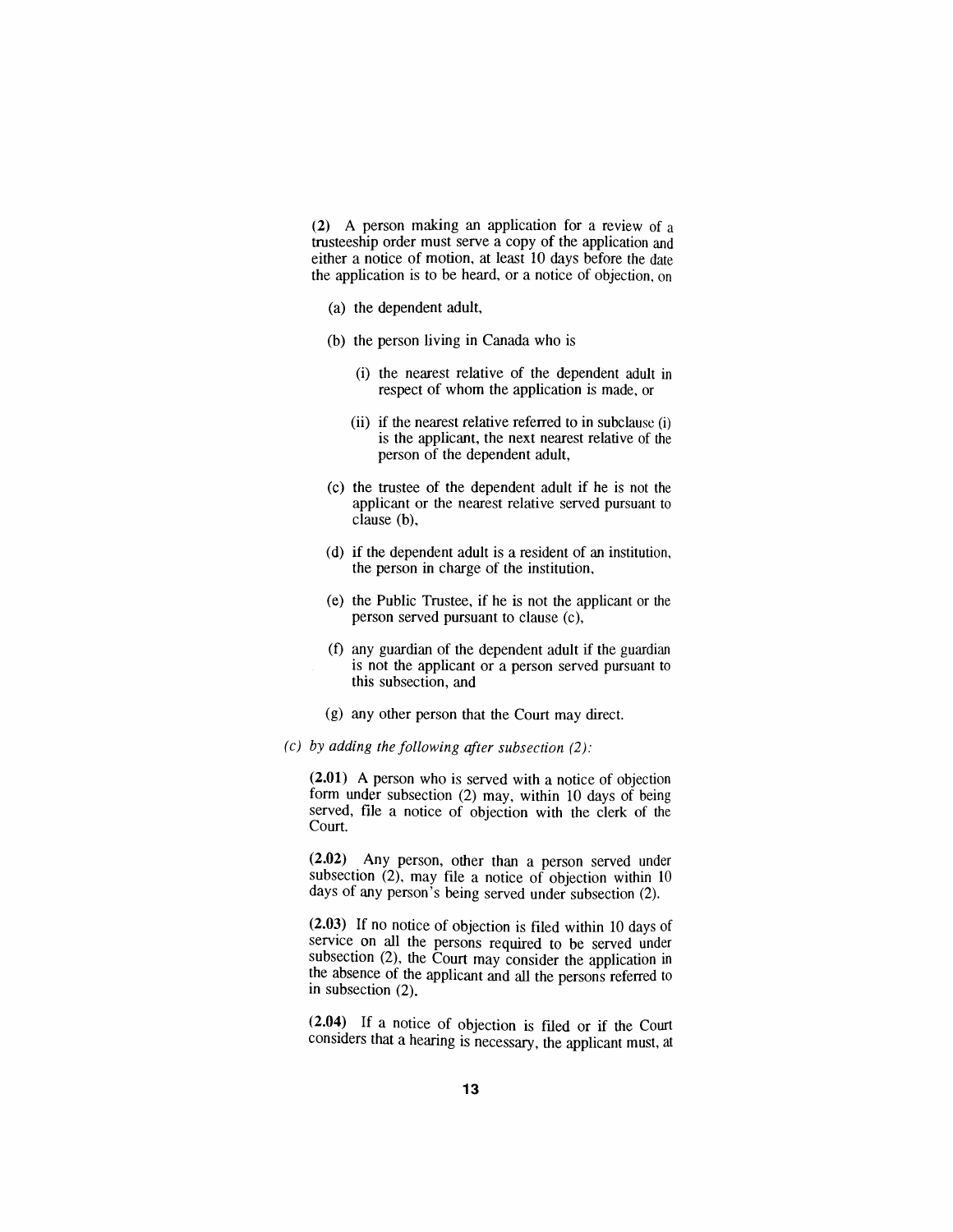(2) A person making an application for a review of a trusteeship order must serve a copy of the application and either a notice of motion, at least 10 days before the date the application is to be heard, or a notice of objection, on

(a) the dependent adult,

(b) the person living in Canada who is

(i) the nearest relative of the dependent adult in respect of whom the application is made, or

(ii) if the nearest relative referred to in subclause (i) is the applicant, the next nearest relative of the person of the dependent adult,

(c) the trustee of the dependent adult if he is not the applicant or the nearest relative served pursuant to clause (b),

(d) if the dependent adult is a resident of an institution, the person in charge of the institution,

(e) the Public Trustee, if he is not the applicant or the person served pursuant to clause (c),

(f) any guardian of the dependent adult if the guardian is not the applicant or a person served pursuant to this subsection, and

(g) any other person that the Court may direct.

*(c) by adding the following after subsection (2):*

**(2.01)** A person who is served with a notice of objection form under subsection (2) may, within 10 days of being served, file a notice of objection with the clerk of the Court.

**(2.02)** Any person, other than a person served under subsection (2), may file a notice of objection within 10 days of any person's being served under subsection (2).

**(2.03)** If no notice of objection is filed within 10 days of service on all the persons required to be served under subsection (2), the Court may consider the application in the absence of the applicant and all the persons referred to in subsection (2).

**(2.04)** If a notice of objection is filed or if the Court considers that a hearing is necessary, the applicant must, at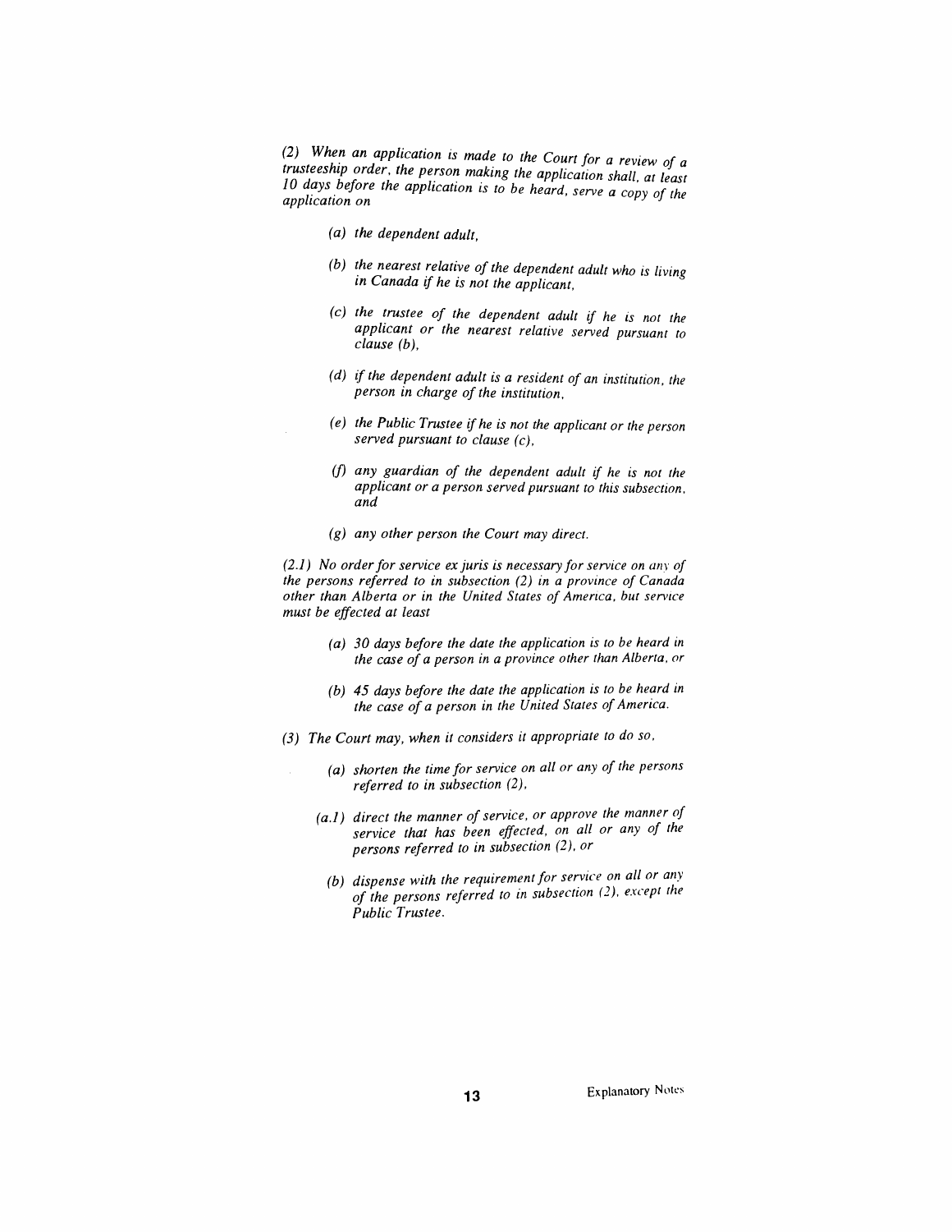*(2) When an application is made to the Court for a review of a trusteeship order, the person making the application shall, at least 10 days before the application is to be heard, serve a copy of the application on*

- *(a) the dependent adult,*
- *(b) the nearest relative of the dependent adult who is living in Canada if he is not the applicant,*
- *(c) the trustee of the dependent adult if he is not the applicant or the nearest relative served pursuant to clause (b),*
- *(d) if the dependent adult is a resident of an institution, the person in charge of the institution,*
- *(e) the Public Trustee if he is not the applicant or the person served pursuant to clause (c),*
- *(f) any guardian of the dependent adult if he is not the applicant or a person served pursuant to this subsection, and*
- *(g) any other person the Court may direct.*

*(2.1) No order for service ex juris is necessary for service on any of the persons referred to in subsection (2) in a province of Canada other than Alberta or in the United States of America, but service must be effected at least*

- *(a) 30 days before the date the application is to be heard in the case of a person in a province other than Alberta, or*
- *(b) 45 days before the date the application is to be heard in the case of a person in the United States of America.*

*(3) The Court may, when it considers it appropriate to do so,*

- *(a) shorten the time for service on all or any of the persons referred to in subsection (2),*
- *(a.1) direct the manner of service, or approve the manner of service that has been effected, on all or any of the persons referred to in subsection (2), or*
- *(b) dispense with the requirement for service on all or any of the persons referred to in subsection (2), except the Public Trustee.*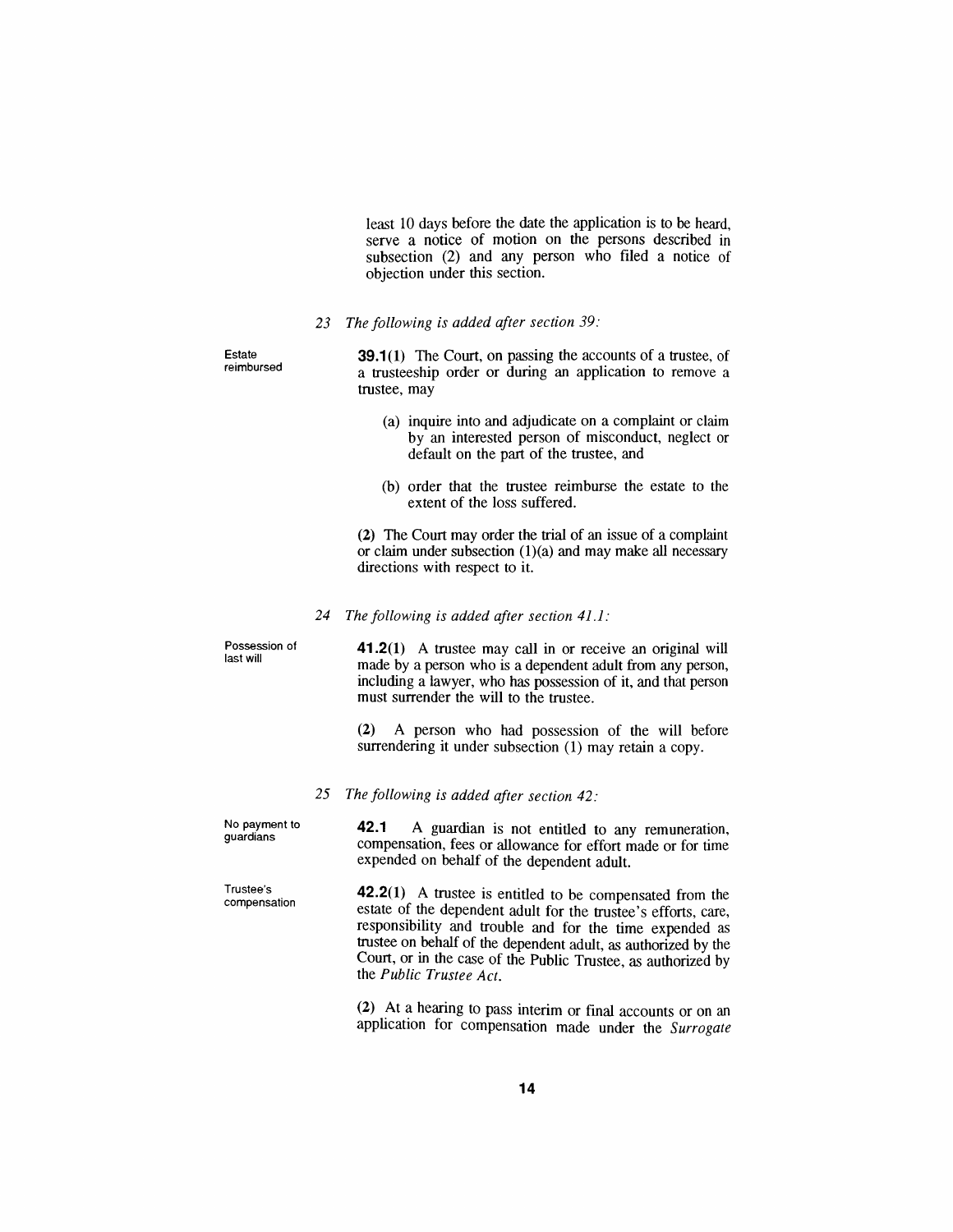least 10 days before the date the application is to be heard, serve a notice of motion on the persons described in subsection (2) and any person who filed a notice of objection under this section.

*23 The following is added after section 39:*

Estate reimbursed

**39.1(1)** The Court, on passing the accounts of a trustee, of a trusteeship order or during an application to remove a trustee, may

(a) inquire into and adjudicate on a complaint or claim by an interested person of misconduct, neglect or default on the part of the trustee, and

(b) order that the trustee reimburse the estate to the extent of the loss suffered.

**(2)** The Court may order the trial of an issue of a complaint or claim under subsection (1)(a) and may make all necessary directions with respect to it.

*24 The following is added after section 41.1:*

Possession of last will

**41.2(1)** A trustee may call in or receive an original will made by a person who is a dependent adult from any person, including a lawyer, who has possession of it, and that person must surrender the will to the trustee.

**(2)** A person who had possession of the will before surrendering it under subsection (1) may retain a copy.

*25 The following is added after section 42:*

No payment to guardians

**42.1** A guardian is not entitled to any remuneration, compensation, fees or allowance for effort made or for time expended on behalf of the dependent adult.

Trustee's compensation

**42.2(1)** A trustee is entitled to be compensated from the estate of the dependent adult for the trustee's efforts, care, responsibility and trouble and for the time expended as trustee on behalf of the dependent adult, as authorized by the Court, or in the case of the Public Trustee, as authorized by the *Public Trustee Act*.

**(2)** At a hearing to pass interim or final accounts or on an application for compensation made under the *Surrogate*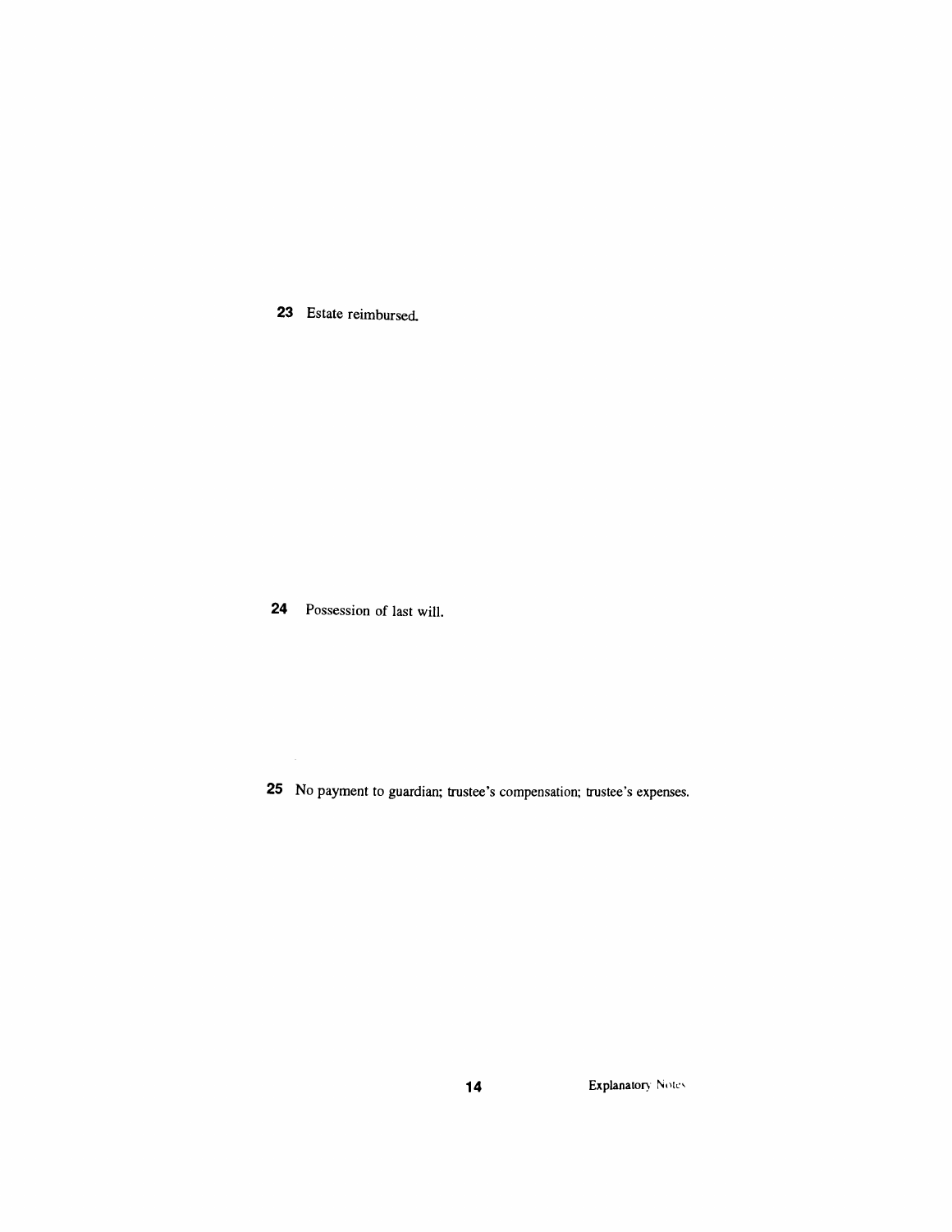**23** Estate reimbursed.

**24** Possession of last will.

**25** No payment to guardian; trustee's compensation; trustee's expenses.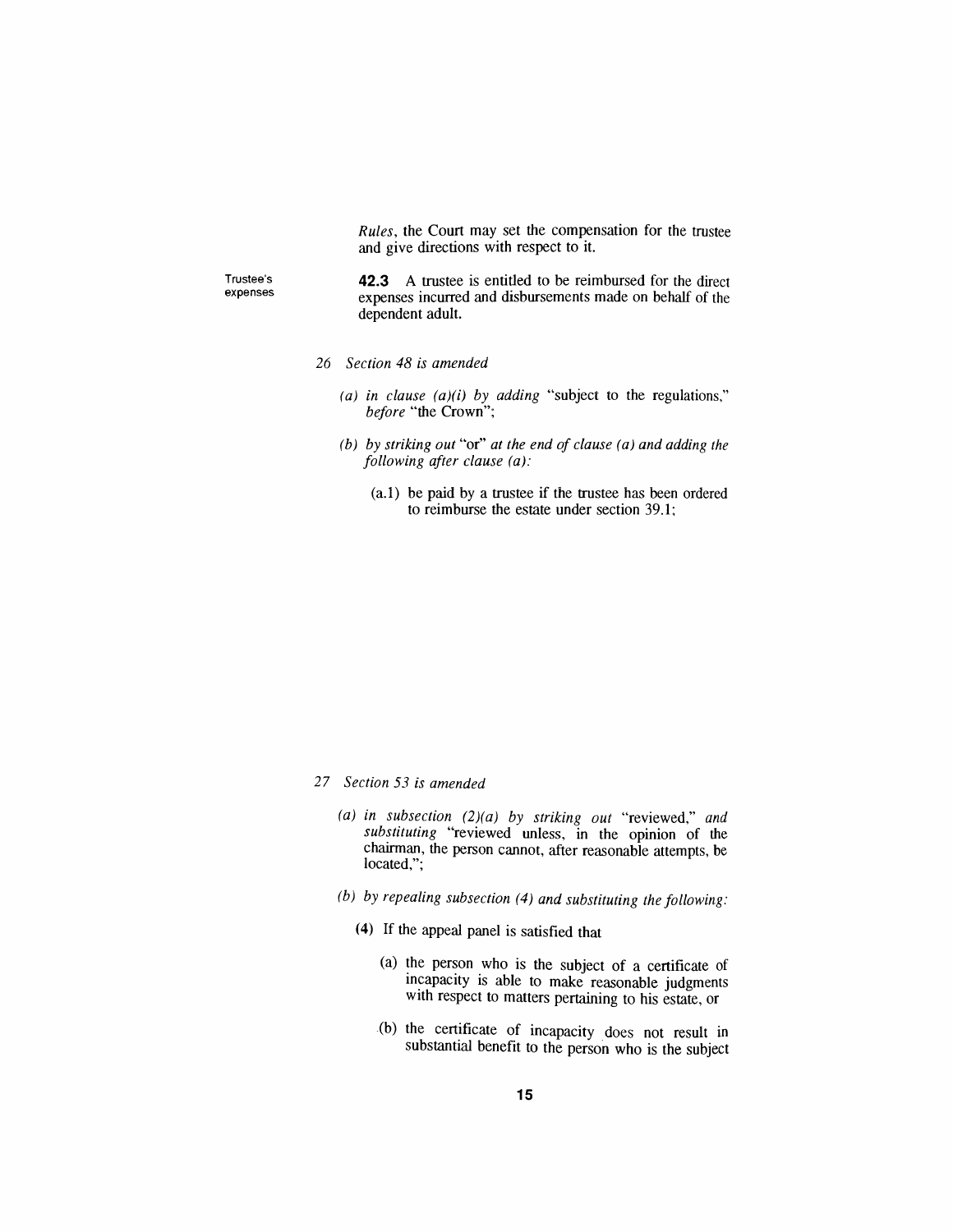*Rules*, the Court may set the compensation for the trustee and give directions with respect to it.

Trustee's expenses

**42.3** A trustee is entitled to be reimbursed for the direct expenses incurred and disbursements made on behalf of the dependent adult.

*26 Section 48 is amended*

*(a) in clause (a)(i) by adding* "subject to the regulations," *before* "the Crown";

*(b) by striking out* "or" *at the end of clause (a) and adding the following after clause (a):*

(a.1) be paid by a trustee if the trustee has been ordered to reimburse the estate under section 39.1;

*27 Section 53 is amended*

*(a) in subsection (2)(a) by striking out* "reviewed," *and substituting* "reviewed unless, in the opinion of the chairman, the person cannot, after reasonable attempts, be located,";

*(b) by repealing subsection (4) and substituting the following:*

**(4)** If the appeal panel is satisfied that

(a) the person who is the subject of a certificate of incapacity is able to make reasonable judgments with respect to matters pertaining to his estate, or

(b) the certificate of incapacity does not result in substantial benefit to the person who is the subject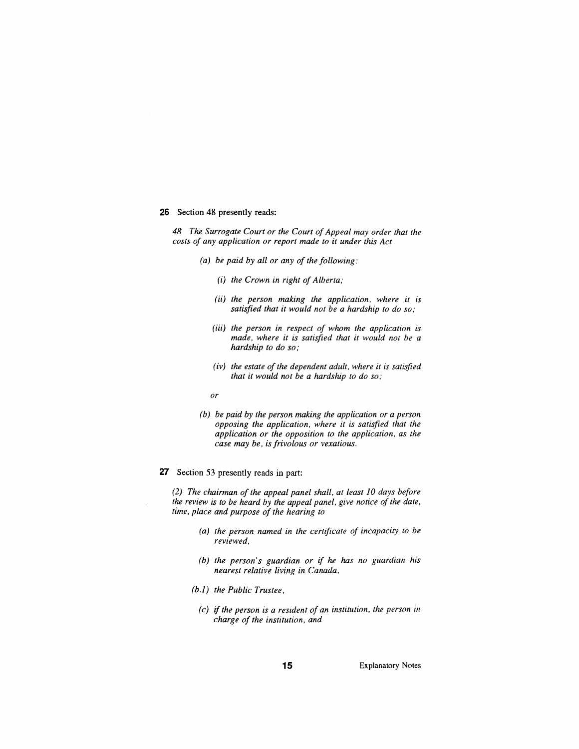**26** Section 48 presently reads:

*48 The Surrogate Court or the Court of Appeal may order that the costs of any application or report made to it under this Act*

- *(a) be paid by all or any of the following:*
  - *(i) the Crown in right of Alberta;*
  - *(ii) the person making the application, where it is satisfied that it would not be a hardship to do so;*
  - *(iii) the person in respect of whom the application is made, where it is satisfied that it would not be a hardship to do so;*
  - *(iv) the estate of the dependent adult, where it is satisfied that it would not be a hardship to do so;*

  *or*

- *(b) be paid by the person making the application or a person opposing the application, where it is satisfied that the application or the opposition to the application, as the case may be, is frivolous or vexatious.*

**27** Section 53 presently reads in part:

*(2) The chairman of the appeal panel shall, at least 10 days before the review is to be heard by the appeal panel, give notice of the date, time, place and purpose of the hearing to*

- *(a) the person named in the certificate of incapacity to be reviewed,*
- *(b) the person's guardian or if he has no guardian his nearest relative living in Canada,*
- *(b.1) the Public Trustee,*
- *(c) if the person is a resident of an institution, the person in charge of the institution, and*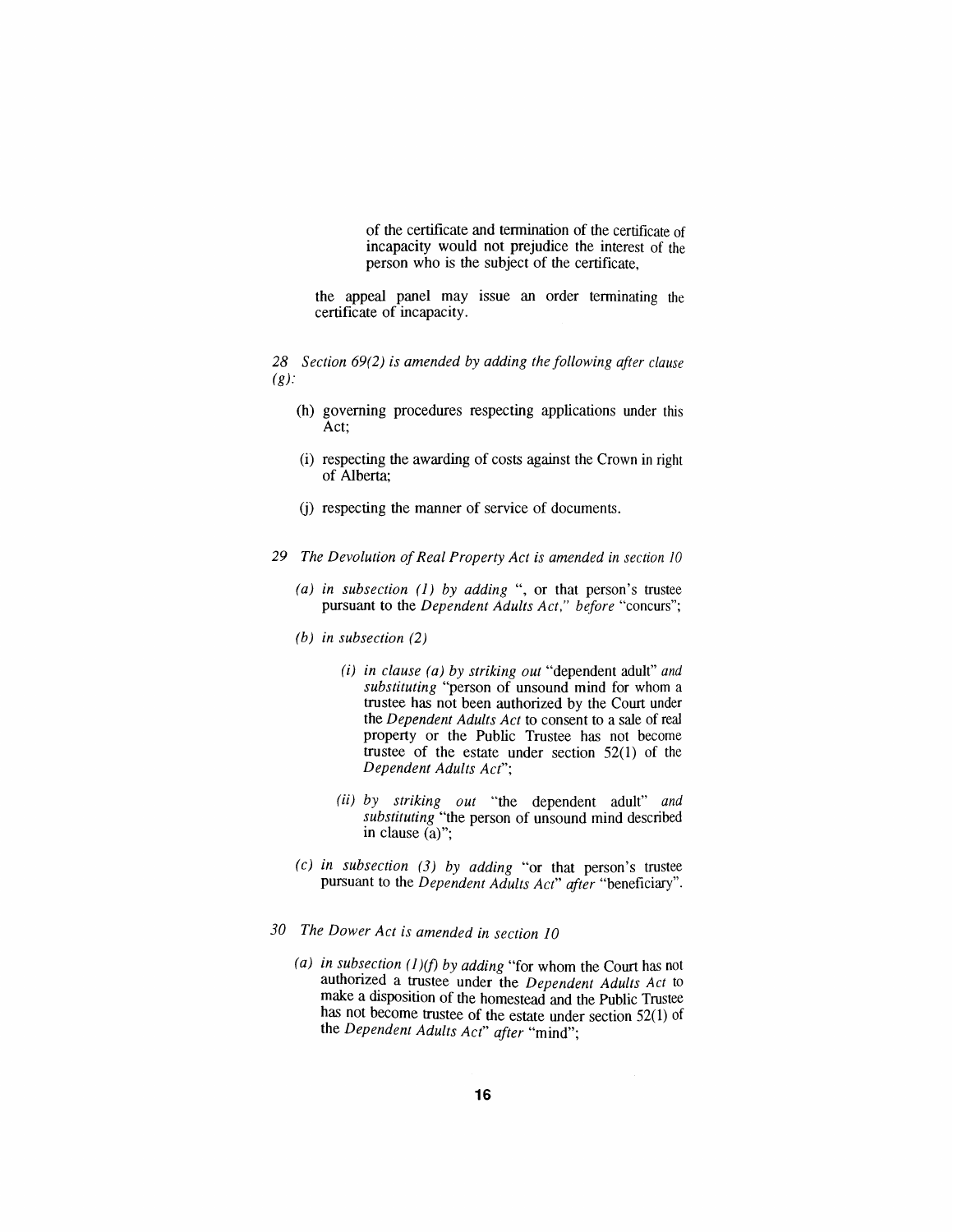of the certificate and termination of the certificate of incapacity would not prejudice the interest of the person who is the subject of the certificate,

the appeal panel may issue an order terminating the certificate of incapacity.

*28 Section 69(2) is amended by adding the following after clause (g):*

(h) governing procedures respecting applications under this Act;

(i) respecting the awarding of costs against the Crown in right of Alberta;

(j) respecting the manner of service of documents.

*29 The Devolution of Real Property Act is amended in section 10*

*(a) in subsection (1) by adding* ", or that person's trustee pursuant to the *Dependent Adults Act,*" *before* "concurs";

*(b) in subsection (2)*

*(i) in clause (a) by striking out* "dependent adult" *and substituting* "person of unsound mind for whom a trustee has not been authorized by the Court under the *Dependent Adults Act* to consent to a sale of real property or the Public Trustee has not become trustee of the estate under section 52(1) of the *Dependent Adults Act*";

*(ii) by striking out* "the dependent adult" *and substituting* "the person of unsound mind described in clause (a)";

*(c) in subsection (3) by adding* "or that person's trustee pursuant to the *Dependent Adults Act*" *after* "beneficiary".

*30 The Dower Act is amended in section 10*

*(a) in subsection (1)(f) by adding* "for whom the Court has not authorized a trustee under the *Dependent Adults Act* to make a disposition of the homestead and the Public Trustee has not become trustee of the estate under section 52(1) of the *Dependent Adults Act*" *after* "mind";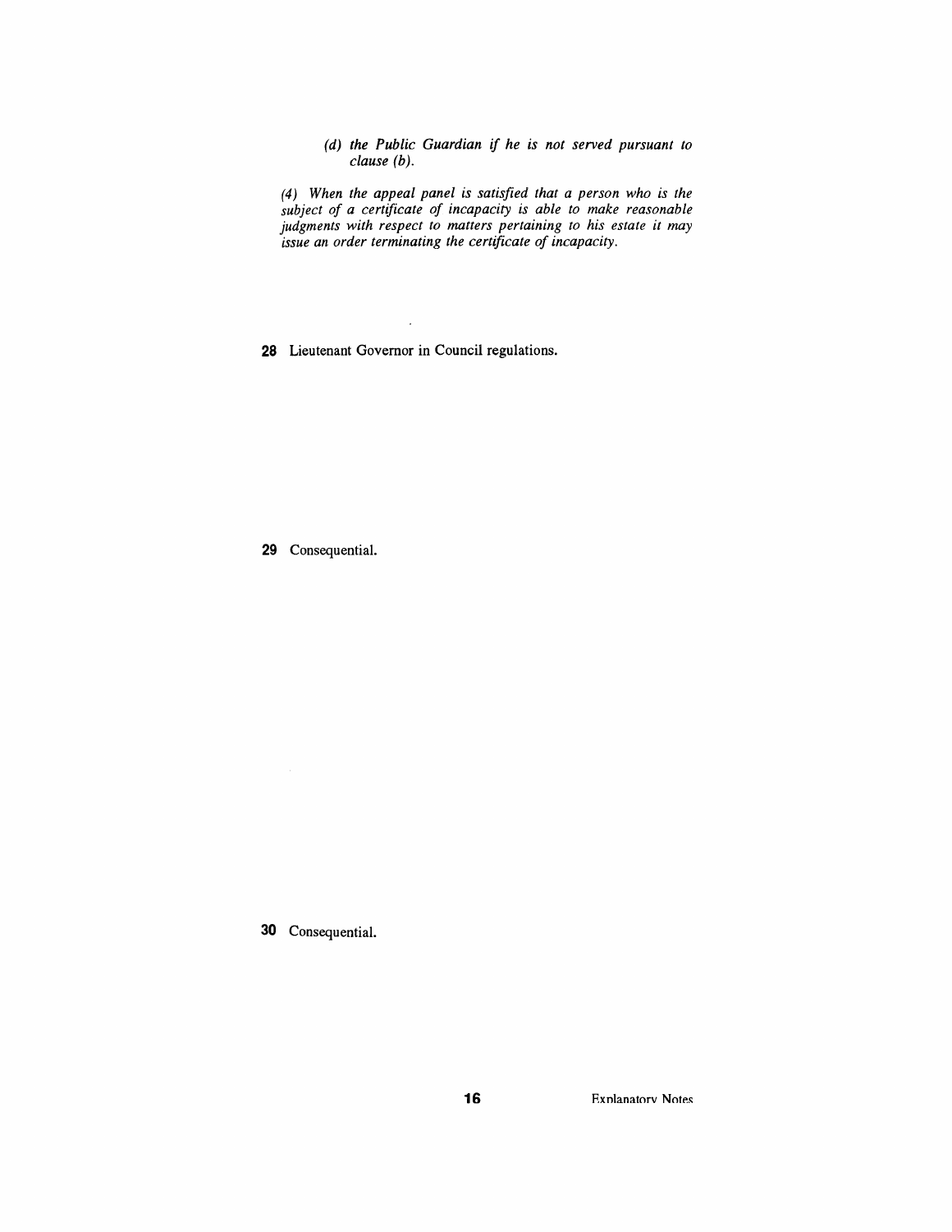*(d) the Public Guardian if he is not served pursuant to clause (b).*

*(4) When the appeal panel is satisfied that a person who is the subject of a certificate of incapacity is able to make reasonable judgments with respect to matters pertaining to his estate it may issue an order terminating the certificate of incapacity.*

**28** Lieutenant Governor in Council regulations.

**29** Consequential.

**30** Consequential.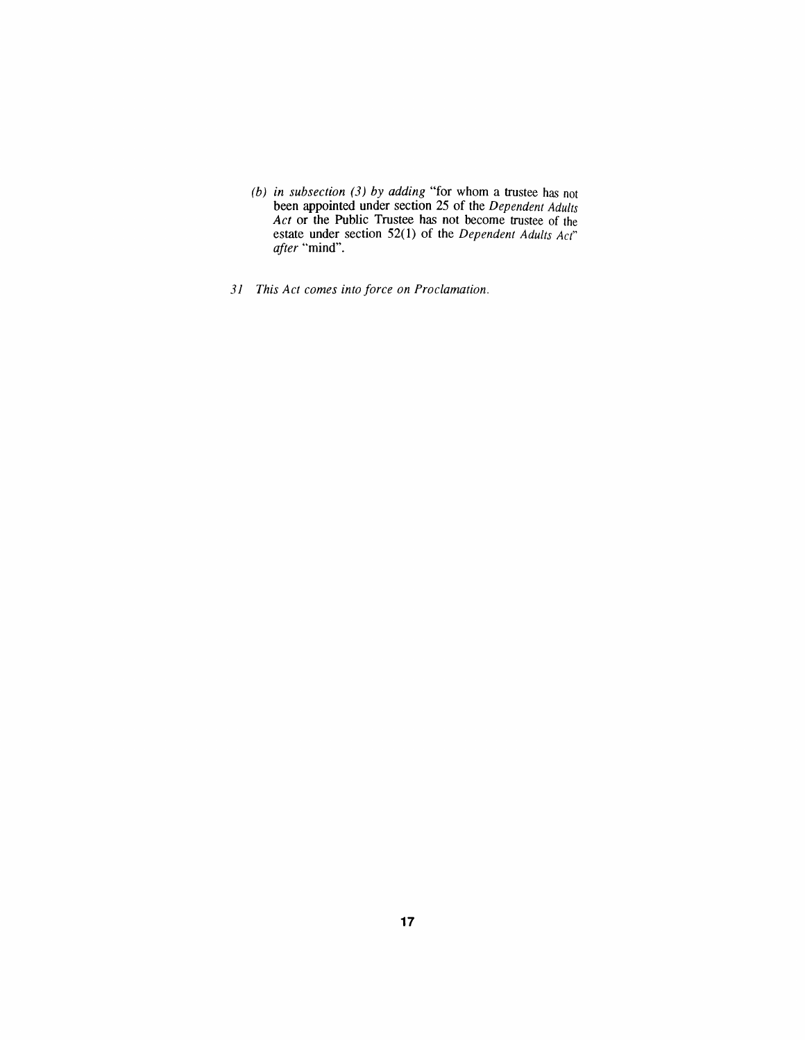(b) *in subsection (3) by adding* "for whom a trustee has not been appointed under section 25 of the *Dependent Adults Act* or the Public Trustee has not become trustee of the estate under section 52(1) of the *Dependent Adults Act*" *after* "mind".

*31 This Act comes into force on Proclamation.*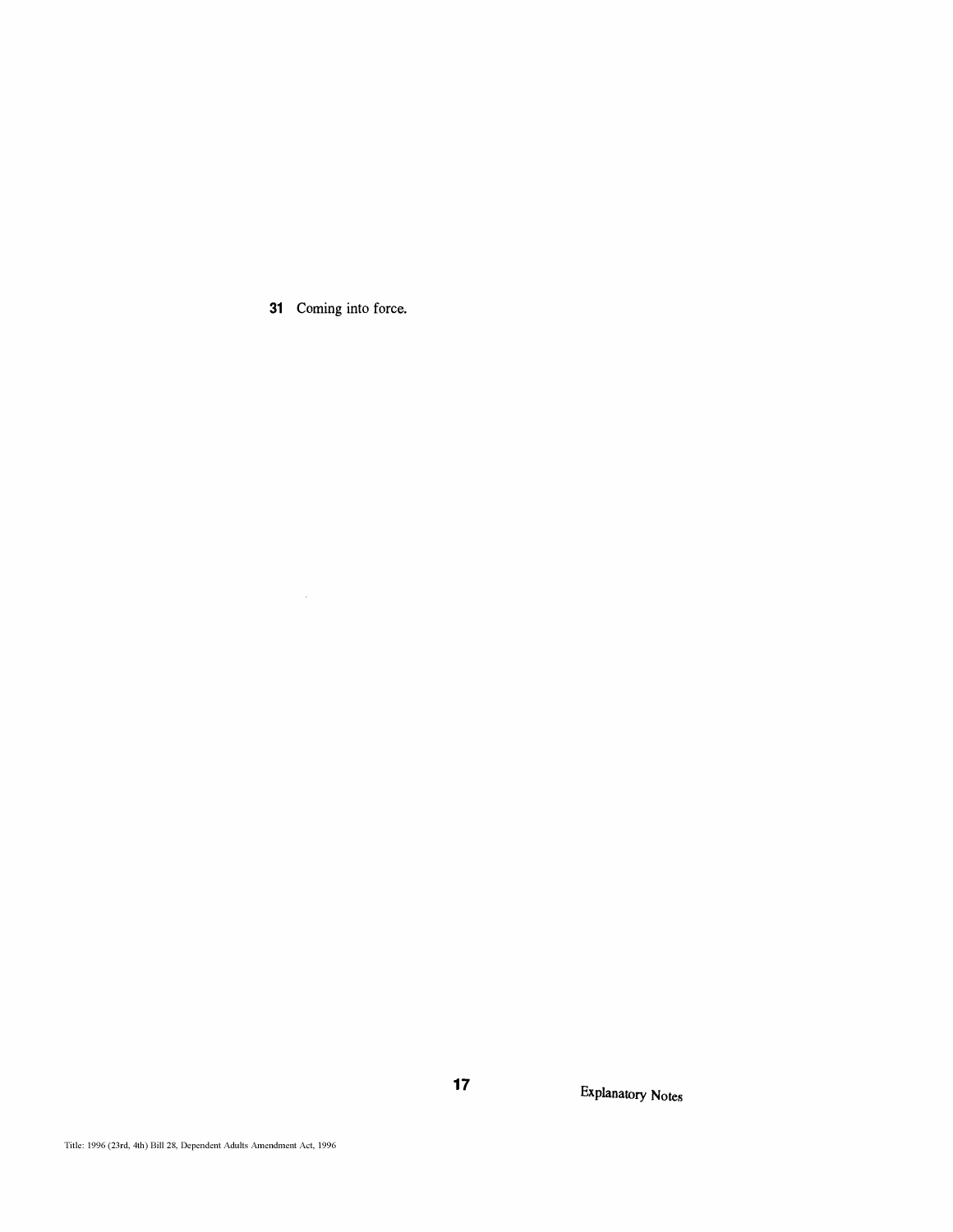**31** Coming into force.